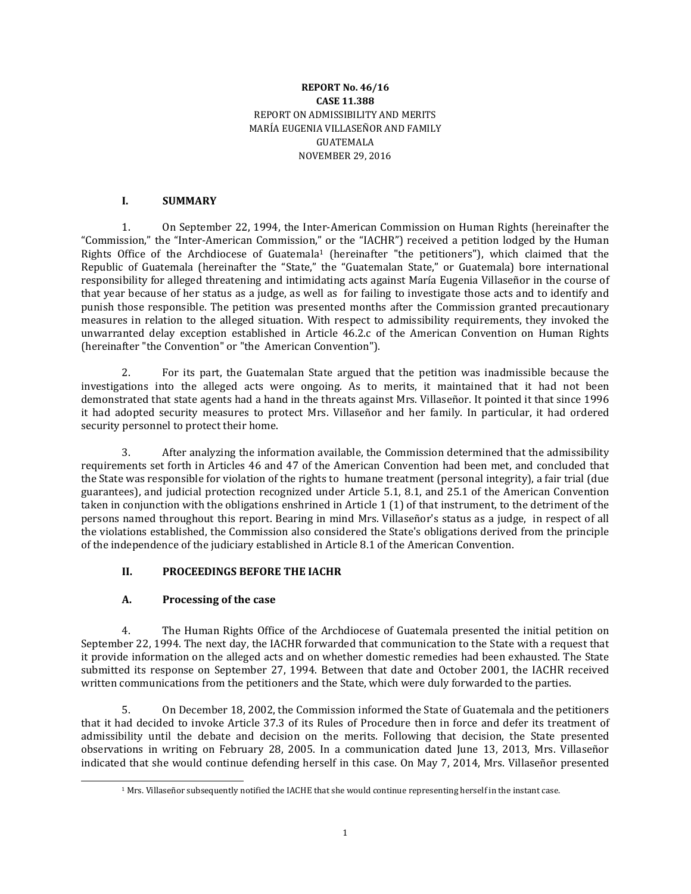**REPORT No. 46/16**
**CASE 11.388**
REPORT ON ADMISSIBILITY AND MERITS
MARÍA EUGENIA VILLASEÑOR AND FAMILY
GUATEMALA
NOVEMBER 29, 2016

## I. SUMMARY

1. On September 22, 1994, the Inter-American Commission on Human Rights (hereinafter the "Commission," the "Inter-American Commission," or the "IACHR") received a petition lodged by the Human Rights Office of the Archdiocese of Guatemala[1] (hereinafter "the petitioners"), which claimed that the Republic of Guatemala (hereinafter the "State," the "Guatemalan State," or Guatemala) bore international responsibility for alleged threatening and intimidating acts against María Eugenia Villaseñor in the course of that year because of her status as a judge, as well as for failing to investigate those acts and to identify and punish those responsible. The petition was presented months after the Commission granted precautionary measures in relation to the alleged situation. With respect to admissibility requirements, they invoked the unwarranted delay exception established in Article 46.2.c of the American Convention on Human Rights (hereinafter "the Convention" or "the American Convention").

2. For its part, the Guatemalan State argued that the petition was inadmissible because the investigations into the alleged acts were ongoing. As to merits, it maintained that it had not been demonstrated that state agents had a hand in the threats against Mrs. Villaseñor. It pointed it that since 1996 it had adopted security measures to protect Mrs. Villaseñor and her family. In particular, it had ordered security personnel to protect their home.

3. After analyzing the information available, the Commission determined that the admissibility requirements set forth in Articles 46 and 47 of the American Convention had been met, and concluded that the State was responsible for violation of the rights to humane treatment (personal integrity), a fair trial (due guarantees), and judicial protection recognized under Article 5.1, 8.1, and 25.1 of the American Convention taken in conjunction with the obligations enshrined in Article 1 (1) of that instrument, to the detriment of the persons named throughout this report. Bearing in mind Mrs. Villaseñor's status as a judge, in respect of all the violations established, the Commission also considered the State's obligations derived from the principle of the independence of the judiciary established in Article 8.1 of the American Convention.

## II. PROCEEDINGS BEFORE THE IACHR

### A. Processing of the case

4. The Human Rights Office of the Archdiocese of Guatemala presented the initial petition on September 22, 1994. The next day, the IACHR forwarded that communication to the State with a request that it provide information on the alleged acts and on whether domestic remedies had been exhausted. The State submitted its response on September 27, 1994. Between that date and October 2001, the IACHR received written communications from the petitioners and the State, which were duly forwarded to the parties.

5. On December 18, 2002, the Commission informed the State of Guatemala and the petitioners that it had decided to invoke Article 37.3 of its Rules of Procedure then in force and defer its treatment of admissibility until the debate and decision on the merits. Following that decision, the State presented observations in writing on February 28, 2005. In a communication dated June 13, 2013, Mrs. Villaseñor indicated that she would continue defending herself in this case. On May 7, 2014, Mrs. Villaseñor presented

[1] Mrs. Villaseñor subsequently notified the IACHE that she would continue representing herself in the instant case.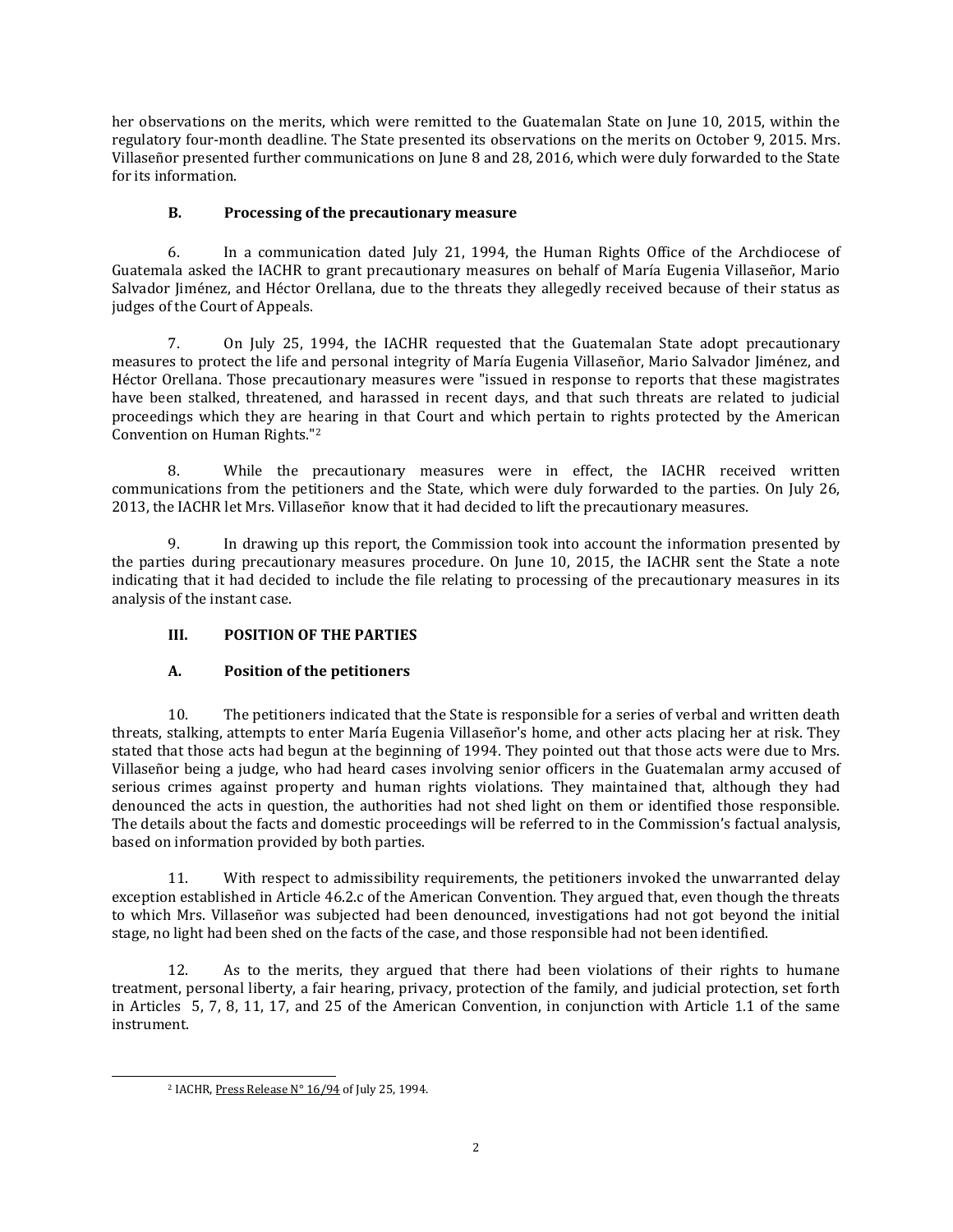her observations on the merits, which were remitted to the Guatemalan State on June 10, 2015, within the regulatory four-month deadline. The State presented its observations on the merits on October 9, 2015. Mrs. Villaseñor presented further communications on June 8 and 28, 2016, which were duly forwarded to the State for its information.

### B. Processing of the precautionary measure

6. In a communication dated July 21, 1994, the Human Rights Office of the Archdiocese of Guatemala asked the IACHR to grant precautionary measures on behalf of María Eugenia Villaseñor, Mario Salvador Jiménez, and Héctor Orellana, due to the threats they allegedly received because of their status as judges of the Court of Appeals.

7. On July 25, 1994, the IACHR requested that the Guatemalan State adopt precautionary measures to protect the life and personal integrity of María Eugenia Villaseñor, Mario Salvador Jiménez, and Héctor Orellana. Those precautionary measures were "issued in response to reports that these magistrates have been stalked, threatened, and harassed in recent days, and that such threats are related to judicial proceedings which they are hearing in that Court and which pertain to rights protected by the American Convention on Human Rights."[2]

8. While the precautionary measures were in effect, the IACHR received written communications from the petitioners and the State, which were duly forwarded to the parties. On July 26, 2013, the IACHR let Mrs. Villaseñor know that it had decided to lift the precautionary measures.

9. In drawing up this report, the Commission took into account the information presented by the parties during precautionary measures procedure. On June 10, 2015, the IACHR sent the State a note indicating that it had decided to include the file relating to processing of the precautionary measures in its analysis of the instant case.

## III. POSITION OF THE PARTIES

### A. Position of the petitioners

10. The petitioners indicated that the State is responsible for a series of verbal and written death threats, stalking, attempts to enter María Eugenia Villaseñor's home, and other acts placing her at risk. They stated that those acts had begun at the beginning of 1994. They pointed out that those acts were due to Mrs. Villaseñor being a judge, who had heard cases involving senior officers in the Guatemalan army accused of serious crimes against property and human rights violations. They maintained that, although they had denounced the acts in question, the authorities had not shed light on them or identified those responsible. The details about the facts and domestic proceedings will be referred to in the Commission's factual analysis, based on information provided by both parties.

11. With respect to admissibility requirements, the petitioners invoked the unwarranted delay exception established in Article 46.2.c of the American Convention. They argued that, even though the threats to which Mrs. Villaseñor was subjected had been denounced, investigations had not got beyond the initial stage, no light had been shed on the facts of the case, and those responsible had not been identified.

12. As to the merits, they argued that there had been violations of their rights to humane treatment, personal liberty, a fair hearing, privacy, protection of the family, and judicial protection, set forth in Articles 5, 7, 8, 11, 17, and 25 of the American Convention, in conjunction with Article 1.1 of the same instrument.

---

[2] IACHR, Press Release N° 16/94 of July 25, 1994.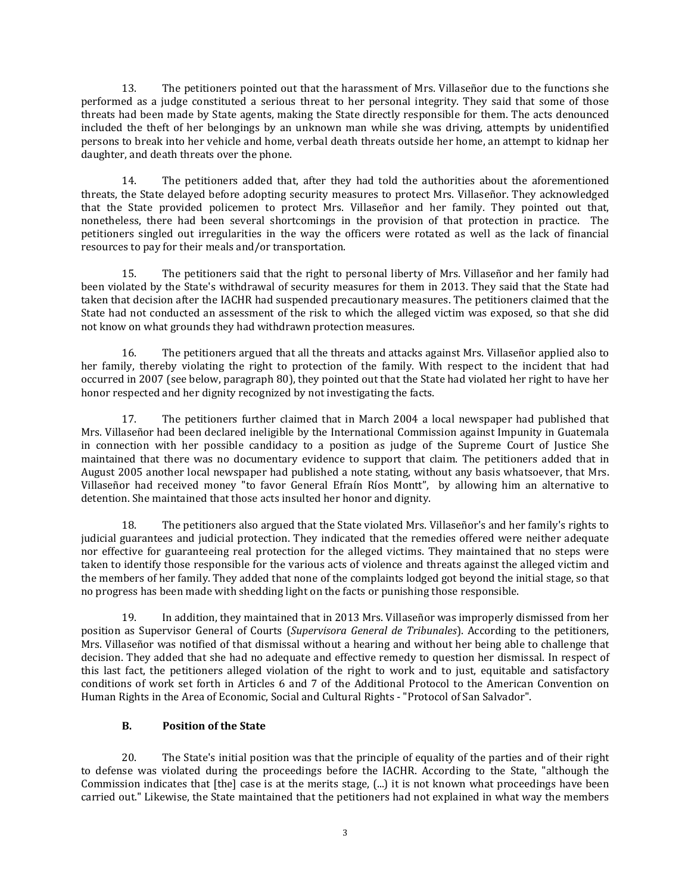13. The petitioners pointed out that the harassment of Mrs. Villaseñor due to the functions she performed as a judge constituted a serious threat to her personal integrity. They said that some of those threats had been made by State agents, making the State directly responsible for them. The acts denounced included the theft of her belongings by an unknown man while she was driving, attempts by unidentified persons to break into her vehicle and home, verbal death threats outside her home, an attempt to kidnap her daughter, and death threats over the phone.

14. The petitioners added that, after they had told the authorities about the aforementioned threats, the State delayed before adopting security measures to protect Mrs. Villaseñor. They acknowledged that the State provided policemen to protect Mrs. Villaseñor and her family. They pointed out that, nonetheless, there had been several shortcomings in the provision of that protection in practice. The petitioners singled out irregularities in the way the officers were rotated as well as the lack of financial resources to pay for their meals and/or transportation.

15. The petitioners said that the right to personal liberty of Mrs. Villaseñor and her family had been violated by the State's withdrawal of security measures for them in 2013. They said that the State had taken that decision after the IACHR had suspended precautionary measures. The petitioners claimed that the State had not conducted an assessment of the risk to which the alleged victim was exposed, so that she did not know on what grounds they had withdrawn protection measures.

16. The petitioners argued that all the threats and attacks against Mrs. Villaseñor applied also to her family, thereby violating the right to protection of the family. With respect to the incident that had occurred in 2007 (see below, paragraph 80), they pointed out that the State had violated her right to have her honor respected and her dignity recognized by not investigating the facts.

17. The petitioners further claimed that in March 2004 a local newspaper had published that Mrs. Villaseñor had been declared ineligible by the International Commission against Impunity in Guatemala in connection with her possible candidacy to a position as judge of the Supreme Court of Justice She maintained that there was no documentary evidence to support that claim. The petitioners added that in August 2005 another local newspaper had published a note stating, without any basis whatsoever, that Mrs. Villaseñor had received money "to favor General Efraín Ríos Montt", by allowing him an alternative to detention. She maintained that those acts insulted her honor and dignity.

18. The petitioners also argued that the State violated Mrs. Villaseñor's and her family's rights to judicial guarantees and judicial protection. They indicated that the remedies offered were neither adequate nor effective for guaranteeing real protection for the alleged victims. They maintained that no steps were taken to identify those responsible for the various acts of violence and threats against the alleged victim and the members of her family. They added that none of the complaints lodged got beyond the initial stage, so that no progress has been made with shedding light on the facts or punishing those responsible.

19. In addition, they maintained that in 2013 Mrs. Villaseñor was improperly dismissed from her position as Supervisor General of Courts (*Supervisora General de Tribunales*). According to the petitioners, Mrs. Villaseñor was notified of that dismissal without a hearing and without her being able to challenge that decision. They added that she had no adequate and effective remedy to question her dismissal. In respect of this last fact, the petitioners alleged violation of the right to work and to just, equitable and satisfactory conditions of work set forth in Articles 6 and 7 of the Additional Protocol to the American Convention on Human Rights in the Area of Economic, Social and Cultural Rights - "Protocol of San Salvador".

### B. Position of the State

20. The State's initial position was that the principle of equality of the parties and of their right to defense was violated during the proceedings before the IACHR. According to the State, "although the Commission indicates that [the] case is at the merits stage, (...) it is not known what proceedings have been carried out." Likewise, the State maintained that the petitioners had not explained in what way the members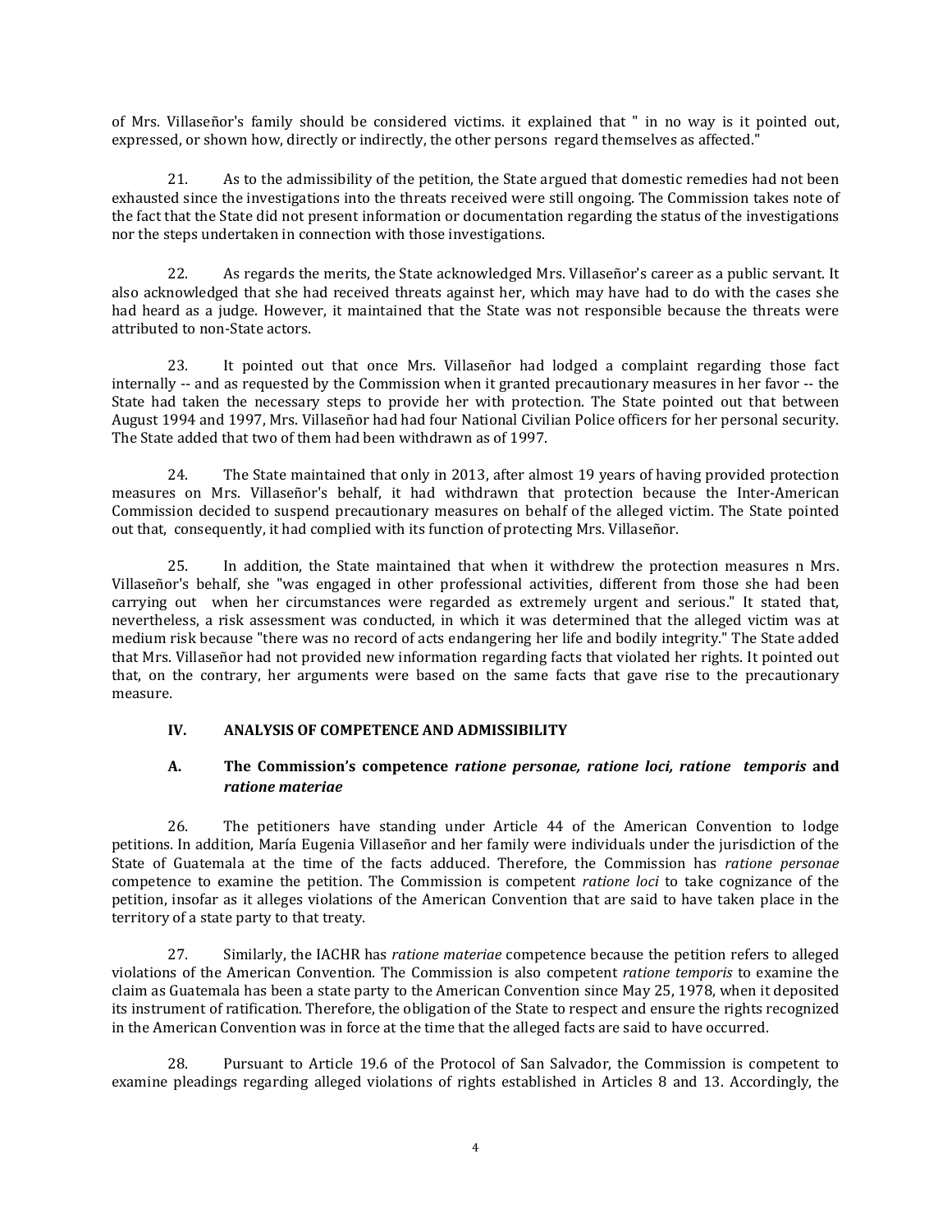of Mrs. Villaseñor's family should be considered victims. it explained that " in no way is it pointed out, expressed, or shown how, directly or indirectly, the other persons regard themselves as affected."

21. As to the admissibility of the petition, the State argued that domestic remedies had not been exhausted since the investigations into the threats received were still ongoing. The Commission takes note of the fact that the State did not present information or documentation regarding the status of the investigations nor the steps undertaken in connection with those investigations.

22. As regards the merits, the State acknowledged Mrs. Villaseñor's career as a public servant. It also acknowledged that she had received threats against her, which may have had to do with the cases she had heard as a judge. However, it maintained that the State was not responsible because the threats were attributed to non-State actors.

23. It pointed out that once Mrs. Villaseñor had lodged a complaint regarding those fact internally -- and as requested by the Commission when it granted precautionary measures in her favor -- the State had taken the necessary steps to provide her with protection. The State pointed out that between August 1994 and 1997, Mrs. Villaseñor had had four National Civilian Police officers for her personal security. The State added that two of them had been withdrawn as of 1997.

24. The State maintained that only in 2013, after almost 19 years of having provided protection measures on Mrs. Villaseñor's behalf, it had withdrawn that protection because the Inter-American Commission decided to suspend precautionary measures on behalf of the alleged victim. The State pointed out that, consequently, it had complied with its function of protecting Mrs. Villaseñor.

25. In addition, the State maintained that when it withdrew the protection measures n Mrs. Villaseñor's behalf, she "was engaged in other professional activities, different from those she had been carrying out when her circumstances were regarded as extremely urgent and serious." It stated that, nevertheless, a risk assessment was conducted, in which it was determined that the alleged victim was at medium risk because "there was no record of acts endangering her life and bodily integrity." The State added that Mrs. Villaseñor had not provided new information regarding facts that violated her rights. It pointed out that, on the contrary, her arguments were based on the same facts that gave rise to the precautionary measure.

### IV. ANALYSIS OF COMPETENCE AND ADMISSIBILITY

#### A. The Commission's competence *ratione personae, ratione loci, ratione temporis* and *ratione materiae*

26. The petitioners have standing under Article 44 of the American Convention to lodge petitions. In addition, María Eugenia Villaseñor and her family were individuals under the jurisdiction of the State of Guatemala at the time of the facts adduced. Therefore, the Commission has *ratione personae* competence to examine the petition. The Commission is competent *ratione loci* to take cognizance of the petition, insofar as it alleges violations of the American Convention that are said to have taken place in the territory of a state party to that treaty.

27. Similarly, the IACHR has *ratione materiae* competence because the petition refers to alleged violations of the American Convention. The Commission is also competent *ratione temporis* to examine the claim as Guatemala has been a state party to the American Convention since May 25, 1978, when it deposited its instrument of ratification. Therefore, the obligation of the State to respect and ensure the rights recognized in the American Convention was in force at the time that the alleged facts are said to have occurred.

28. Pursuant to Article 19.6 of the Protocol of San Salvador, the Commission is competent to examine pleadings regarding alleged violations of rights established in Articles 8 and 13. Accordingly, the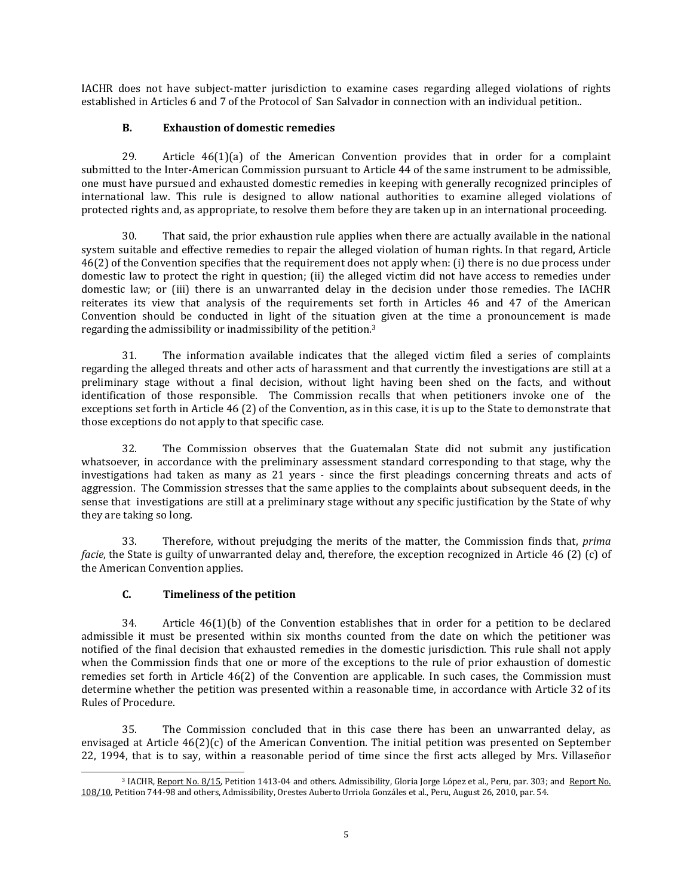IACHR does not have subject-matter jurisdiction to examine cases regarding alleged violations of rights established in Articles 6 and 7 of the Protocol of San Salvador in connection with an individual petition..

### B. Exhaustion of domestic remedies

29. Article 46(1)(a) of the American Convention provides that in order for a complaint submitted to the Inter-American Commission pursuant to Article 44 of the same instrument to be admissible, one must have pursued and exhausted domestic remedies in keeping with generally recognized principles of international law. This rule is designed to allow national authorities to examine alleged violations of protected rights and, as appropriate, to resolve them before they are taken up in an international proceeding.

30. That said, the prior exhaustion rule applies when there are actually available in the national system suitable and effective remedies to repair the alleged violation of human rights. In that regard, Article 46(2) of the Convention specifies that the requirement does not apply when: (i) there is no due process under domestic law to protect the right in question; (ii) the alleged victim did not have access to remedies under domestic law; or (iii) there is an unwarranted delay in the decision under those remedies. The IACHR reiterates its view that analysis of the requirements set forth in Articles 46 and 47 of the American Convention should be conducted in light of the situation given at the time a pronouncement is made regarding the admissibility or inadmissibility of the petition.[3]

31. The information available indicates that the alleged victim filed a series of complaints regarding the alleged threats and other acts of harassment and that currently the investigations are still at a preliminary stage without a final decision, without light having been shed on the facts, and without identification of those responsible. The Commission recalls that when petitioners invoke one of the exceptions set forth in Article 46 (2) of the Convention, as in this case, it is up to the State to demonstrate that those exceptions do not apply to that specific case.

32. The Commission observes that the Guatemalan State did not submit any justification whatsoever, in accordance with the preliminary assessment standard corresponding to that stage, why the investigations had taken as many as 21 years - since the first pleadings concerning threats and acts of aggression. The Commission stresses that the same applies to the complaints about subsequent deeds, in the sense that investigations are still at a preliminary stage without any specific justification by the State of why they are taking so long.

33. Therefore, without prejudging the merits of the matter, the Commission finds that, *prima facie*, the State is guilty of unwarranted delay and, therefore, the exception recognized in Article 46 (2) (c) of the American Convention applies.

### C. Timeliness of the petition

34. Article 46(1)(b) of the Convention establishes that in order for a petition to be declared admissible it must be presented within six months counted from the date on which the petitioner was notified of the final decision that exhausted remedies in the domestic jurisdiction. This rule shall not apply when the Commission finds that one or more of the exceptions to the rule of prior exhaustion of domestic remedies set forth in Article 46(2) of the Convention are applicable. In such cases, the Commission must determine whether the petition was presented within a reasonable time, in accordance with Article 32 of its Rules of Procedure.

35. The Commission concluded that in this case there has been an unwarranted delay, as envisaged at Article 46(2)(c) of the American Convention. The initial petition was presented on September 22, 1994, that is to say, within a reasonable period of time since the first acts alleged by Mrs. Villaseñor

---

[3] IACHR, Report No. 8/15, Petition 1413-04 and others. Admissibility, Gloria Jorge López et al., Peru, par. 303; and Report No. 108/10, Petition 744-98 and others, Admissibility, Orestes Auberto Urriola Gonzáles et al., Peru, August 26, 2010, par. 54.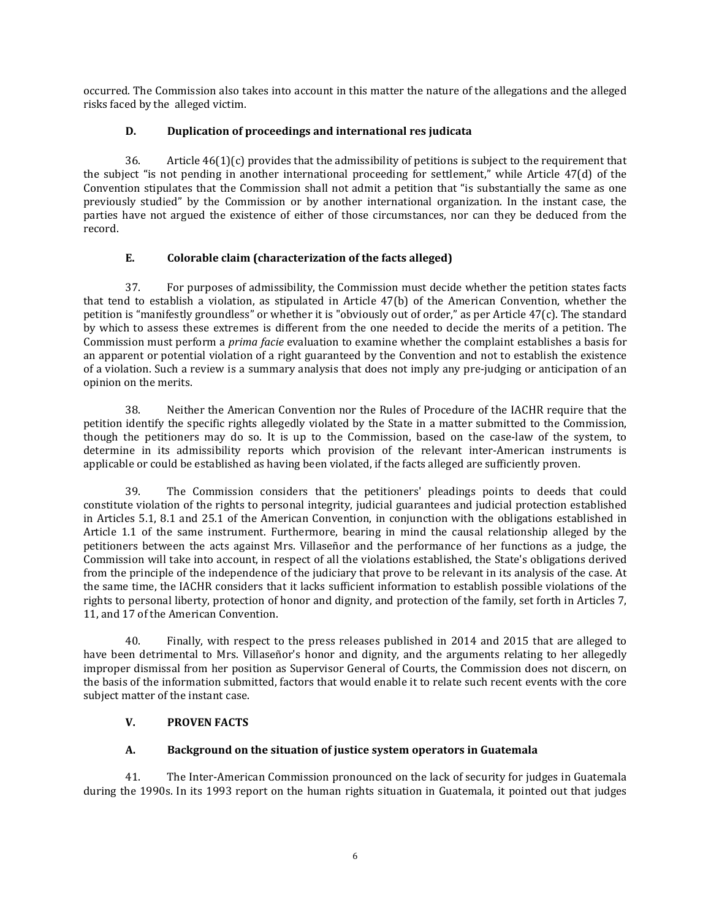occurred. The Commission also takes into account in this matter the nature of the allegations and the alleged risks faced by the alleged victim.

### D. Duplication of proceedings and international res judicata

36. Article 46(1)(c) provides that the admissibility of petitions is subject to the requirement that the subject "is not pending in another international proceeding for settlement," while Article 47(d) of the Convention stipulates that the Commission shall not admit a petition that "is substantially the same as one previously studied" by the Commission or by another international organization. In the instant case, the parties have not argued the existence of either of those circumstances, nor can they be deduced from the record.

### E. Colorable claim (characterization of the facts alleged)

37. For purposes of admissibility, the Commission must decide whether the petition states facts that tend to establish a violation, as stipulated in Article 47(b) of the American Convention, whether the petition is "manifestly groundless" or whether it is "obviously out of order," as per Article 47(c). The standard by which to assess these extremes is different from the one needed to decide the merits of a petition. The Commission must perform a *prima facie* evaluation to examine whether the complaint establishes a basis for an apparent or potential violation of a right guaranteed by the Convention and not to establish the existence of a violation. Such a review is a summary analysis that does not imply any pre-judging or anticipation of an opinion on the merits.

38. Neither the American Convention nor the Rules of Procedure of the IACHR require that the petition identify the specific rights allegedly violated by the State in a matter submitted to the Commission, though the petitioners may do so. It is up to the Commission, based on the case-law of the system, to determine in its admissibility reports which provision of the relevant inter-American instruments is applicable or could be established as having been violated, if the facts alleged are sufficiently proven.

39. The Commission considers that the petitioners' pleadings points to deeds that could constitute violation of the rights to personal integrity, judicial guarantees and judicial protection established in Articles 5.1, 8.1 and 25.1 of the American Convention, in conjunction with the obligations established in Article 1.1 of the same instrument. Furthermore, bearing in mind the causal relationship alleged by the petitioners between the acts against Mrs. Villaseñor and the performance of her functions as a judge, the Commission will take into account, in respect of all the violations established, the State's obligations derived from the principle of the independence of the judiciary that prove to be relevant in its analysis of the case. At the same time, the IACHR considers that it lacks sufficient information to establish possible violations of the rights to personal liberty, protection of honor and dignity, and protection of the family, set forth in Articles 7, 11, and 17 of the American Convention.

40. Finally, with respect to the press releases published in 2014 and 2015 that are alleged to have been detrimental to Mrs. Villaseñor's honor and dignity, and the arguments relating to her allegedly improper dismissal from her position as Supervisor General of Courts, the Commission does not discern, on the basis of the information submitted, factors that would enable it to relate such recent events with the core subject matter of the instant case.

## V. PROVEN FACTS

### A. Background on the situation of justice system operators in Guatemala

41. The Inter-American Commission pronounced on the lack of security for judges in Guatemala during the 1990s. In its 1993 report on the human rights situation in Guatemala, it pointed out that judges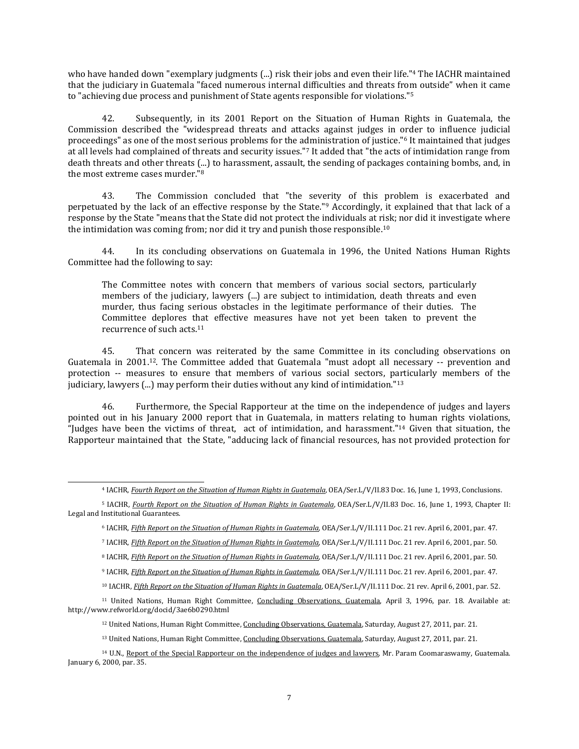who have handed down "exemplary judgments (...) risk their jobs and even their life."[4] The IACHR maintained that the judiciary in Guatemala "faced numerous internal difficulties and threats from outside" when it came to "achieving due process and punishment of State agents responsible for violations."[5]

42. Subsequently, in its 2001 Report on the Situation of Human Rights in Guatemala, the Commission described the "widespread threats and attacks against judges in order to influence judicial proceedings" as one of the most serious problems for the administration of justice."[6] It maintained that judges at all levels had complained of threats and security issues."[7] It added that "the acts of intimidation range from death threats and other threats (...) to harassment, assault, the sending of packages containing bombs, and, in the most extreme cases murder."[8]

43. The Commission concluded that "the severity of this problem is exacerbated and perpetuated by the lack of an effective response by the State."[9] Accordingly, it explained that that lack of a response by the State "means that the State did not protect the individuals at risk; nor did it investigate where the intimidation was coming from; nor did it try and punish those responsible.[10]

44. In its concluding observations on Guatemala in 1996, the United Nations Human Rights Committee had the following to say:

> The Committee notes with concern that members of various social sectors, particularly members of the judiciary, lawyers (...) are subject to intimidation, death threats and even murder, thus facing serious obstacles in the legitimate performance of their duties. The Committee deplores that effective measures have not yet been taken to prevent the recurrence of such acts.[11]

45. That concern was reiterated by the same Committee in its concluding observations on Guatemala in 2001.[12]. The Committee added that Guatemala "must adopt all necessary -- prevention and protection -- measures to ensure that members of various social sectors, particularly members of the judiciary, lawyers (...) may perform their duties without any kind of intimidation."[13]

46. Furthermore, the Special Rapporteur at the time on the independence of judges and layers pointed out in his January 2000 report that in Guatemala, in matters relating to human rights violations, "Judges have been the victims of threat, act of intimidation, and harassment."[14] Given that situation, the Rapporteur maintained that the State, "adducing lack of financial resources, has not provided protection for

---

[4] IACHR, *Fourth Report on the Situation of Human Rights in Guatemala*, OEA/Ser.L/V/II.83 Doc. 16, June 1, 1993, Conclusions.

[5] IACHR, *Fourth Report on the Situation of Human Rights in Guatemala*, OEA/Ser.L/V/II.83 Doc. 16, June 1, 1993, Chapter II: Legal and Institutional Guarantees.

[6] IACHR, *Fifth Report on the Situation of Human Rights in Guatemala*, OEA/Ser.L/V/II.111 Doc. 21 rev. April 6, 2001, par. 47.

[7] IACHR, *Fifth Report on the Situation of Human Rights in Guatemala*, OEA/Ser.L/V/II.111 Doc. 21 rev. April 6, 2001, par. 50.

[8] IACHR, *Fifth Report on the Situation of Human Rights in Guatemala*, OEA/Ser.L/V/II.111 Doc. 21 rev. April 6, 2001, par. 50.

[9] IACHR, *Fifth Report on the Situation of Human Rights in Guatemala*, OEA/Ser.L/V/II.111 Doc. 21 rev. April 6, 2001, par. 47.

[10] IACHR, *Fifth Report on the Situation of Human Rights in Guatemala*, OEA/Ser.L/V/II.111 Doc. 21 rev. April 6, 2001, par. 52.

[11] United Nations, Human Right Committee, Concluding Observations, Guatemala, April 3, 1996, par. 18. Available at: http://www.refworld.org/docid/3ae6b0290.html

[12] United Nations, Human Right Committee, Concluding Observations, Guatemala, Saturday, August 27, 2011, par. 21.

[13] United Nations, Human Right Committee, Concluding Observations, Guatemala, Saturday, August 27, 2011, par. 21.

[14] U.N., Report of the Special Rapporteur on the independence of judges and lawyers, Mr. Param Coomaraswamy, Guatemala. January 6, 2000, par. 35.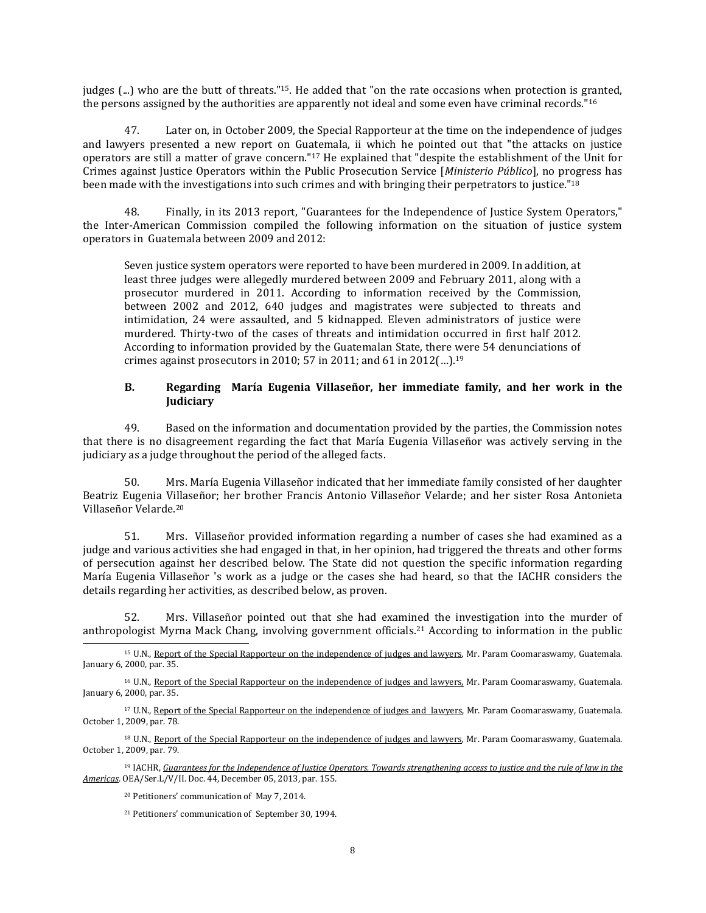judges (...) who are the butt of threats."[15]. He added that "on the rate occasions when protection is granted, the persons assigned by the authorities are apparently not ideal and some even have criminal records."[16]

47. Later on, in October 2009, the Special Rapporteur at the time on the independence of judges and lawyers presented a new report on Guatemala, ii which he pointed out that "the attacks on justice operators are still a matter of grave concern."[17] He explained that "despite the establishment of the Unit for Crimes against Justice Operators within the Public Prosecution Service [*Ministerio Público*], no progress has been made with the investigations into such crimes and with bringing their perpetrators to justice."[18]

48. Finally, in its 2013 report, "Guarantees for the Independence of Justice System Operators," the Inter-American Commission compiled the following information on the situation of justice system operators in Guatemala between 2009 and 2012:

> Seven justice system operators were reported to have been murdered in 2009. In addition, at least three judges were allegedly murdered between 2009 and February 2011, along with a prosecutor murdered in 2011. According to information received by the Commission, between 2002 and 2012, 640 judges and magistrates were subjected to threats and intimidation, 24 were assaulted, and 5 kidnapped. Eleven administrators of justice were murdered. Thirty-two of the cases of threats and intimidation occurred in first half 2012. According to information provided by the Guatemalan State, there were 54 denunciations of crimes against prosecutors in 2010; 57 in 2011; and 61 in 2012(…).[19]

### B. Regarding María Eugenia Villaseñor, her immediate family, and her work in the Judiciary

49. Based on the information and documentation provided by the parties, the Commission notes that there is no disagreement regarding the fact that María Eugenia Villaseñor was actively serving in the judiciary as a judge throughout the period of the alleged facts.

50. Mrs. María Eugenia Villaseñor indicated that her immediate family consisted of her daughter Beatriz Eugenia Villaseñor; her brother Francis Antonio Villaseñor Velarde; and her sister Rosa Antonieta Villaseñor Velarde.[20]

51. Mrs. Villaseñor provided information regarding a number of cases she had examined as a judge and various activities she had engaged in that, in her opinion, had triggered the threats and other forms of persecution against her described below. The State did not question the specific information regarding María Eugenia Villaseñor 's work as a judge or the cases she had heard, so that the IACHR considers the details regarding her activities, as described below, as proven.

52. Mrs. Villaseñor pointed out that she had examined the investigation into the murder of anthropologist Myrna Mack Chang, involving government officials.[21] According to information in the public

---

[15] U.N., Report of the Special Rapporteur on the independence of judges and lawyers, Mr. Param Coomaraswamy, Guatemala. January 6, 2000, par. 35.

[16] U.N., Report of the Special Rapporteur on the independence of judges and lawyers, Mr. Param Coomaraswamy, Guatemala. January 6, 2000, par. 35.

[17] U.N., Report of the Special Rapporteur on the independence of judges and lawyers, Mr. Param Coomaraswamy, Guatemala. October 1, 2009, par. 78.

[18] U.N., Report of the Special Rapporteur on the independence of judges and lawyers, Mr. Param Coomaraswamy, Guatemala. October 1, 2009, par. 79.

[19] IACHR, *Guarantees for the Independence of Justice Operators. Towards strengthening access to justice and the rule of law in the Americas*. OEA/Ser.L/V/II. Doc. 44, December 05, 2013, par. 155.

[20] Petitioners' communication of May 7, 2014.

[21] Petitioners' communication of September 30, 1994.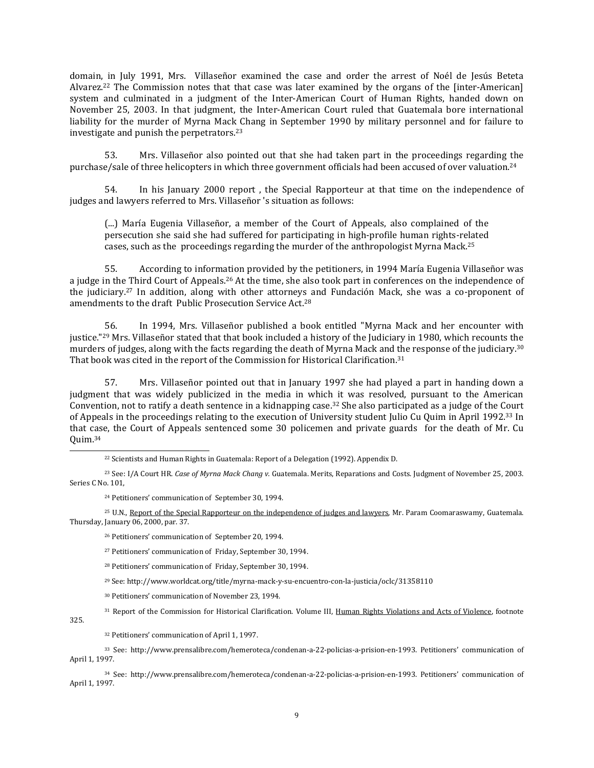domain, in July 1991, Mrs. Villaseñor examined the case and order the arrest of Noél de Jesús Beteta Alvarez.[22] The Commission notes that that case was later examined by the organs of the [inter-American] system and culminated in a judgment of the Inter-American Court of Human Rights, handed down on November 25, 2003. In that judgment, the Inter-American Court ruled that Guatemala bore international liability for the murder of Myrna Mack Chang in September 1990 by military personnel and for failure to investigate and punish the perpetrators.[23]

53. Mrs. Villaseñor also pointed out that she had taken part in the proceedings regarding the purchase/sale of three helicopters in which three government officials had been accused of over valuation.[24]

54. In his January 2000 report , the Special Rapporteur at that time on the independence of judges and lawyers referred to Mrs. Villaseñor 's situation as follows:

> (...) María Eugenia Villaseñor, a member of the Court of Appeals, also complained of the persecution she said she had suffered for participating in high-profile human rights-related cases, such as the proceedings regarding the murder of the anthropologist Myrna Mack.[25]

55. According to information provided by the petitioners, in 1994 María Eugenia Villaseñor was a judge in the Third Court of Appeals.[26] At the time, she also took part in conferences on the independence of the judiciary.[27] In addition, along with other attorneys and Fundación Mack, she was a co-proponent of amendments to the draft Public Prosecution Service Act.[28]

56. In 1994, Mrs. Villaseñor published a book entitled "Myrna Mack and her encounter with justice."[29] Mrs. Villaseñor stated that that book included a history of the Judiciary in 1980, which recounts the murders of judges, along with the facts regarding the death of Myrna Mack and the response of the judiciary.[30] That book was cited in the report of the Commission for Historical Clarification.[31]

57. Mrs. Villaseñor pointed out that in January 1997 she had played a part in handing down a judgment that was widely publicized in the media in which it was resolved, pursuant to the American Convention, not to ratify a death sentence in a kidnapping case.[32] She also participated as a judge of the Court of Appeals in the proceedings relating to the execution of University student Julio Cu Quim in April 1992.[33] In that case, the Court of Appeals sentenced some 30 policemen and private guards for the death of Mr. Cu Quim.[34]

---

[22] Scientists and Human Rights in Guatemala: Report of a Delegation (1992). Appendix D.

[23] See: I/A Court HR. *Case of Myrna Mack Chang v.* Guatemala. Merits, Reparations and Costs. Judgment of November 25, 2003. Series C No. 101,

[24] Petitioners' communication of September 30, 1994.

[25] U.N., Report of the Special Rapporteur on the independence of judges and lawyers, Mr. Param Coomaraswamy, Guatemala. Thursday, January 06, 2000, par. 37.

[26] Petitioners' communication of September 20, 1994.

[27] Petitioners' communication of Friday, September 30, 1994.

[28] Petitioners' communication of Friday, September 30, 1994.

[29] See: http://www.worldcat.org/title/myrna-mack-y-su-encuentro-con-la-justicia/oclc/31358110

[30] Petitioners' communication of November 23, 1994.

[31] Report of the Commission for Historical Clarification. Volume III, Human Rights Violations and Acts of Violence, footnote 325.

[32] Petitioners' communication of April 1, 1997.

[33] See: http://www.prensalibre.com/hemeroteca/condenan-a-22-policias-a-prision-en-1993. Petitioners' communication of April 1, 1997.

[34] See: http://www.prensalibre.com/hemeroteca/condenan-a-22-policias-a-prision-en-1993. Petitioners' communication of April 1, 1997.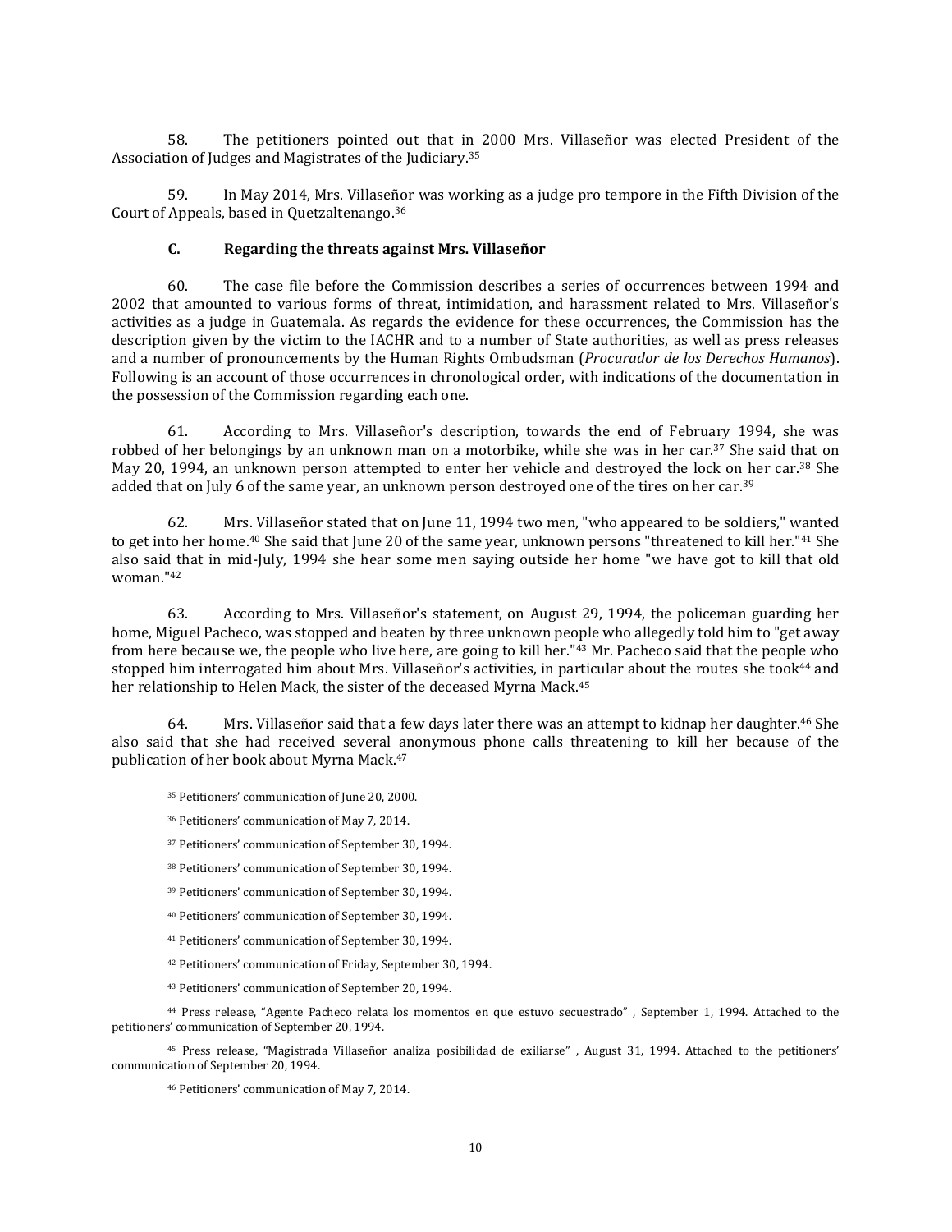58. The petitioners pointed out that in 2000 Mrs. Villaseñor was elected President of the Association of Judges and Magistrates of the Judiciary.[35]

59. In May 2014, Mrs. Villaseñor was working as a judge pro tempore in the Fifth Division of the Court of Appeals, based in Quetzaltenango.[36]

### C. Regarding the threats against Mrs. Villaseñor

60. The case file before the Commission describes a series of occurrences between 1994 and 2002 that amounted to various forms of threat, intimidation, and harassment related to Mrs. Villaseñor's activities as a judge in Guatemala. As regards the evidence for these occurrences, the Commission has the description given by the victim to the IACHR and to a number of State authorities, as well as press releases and a number of pronouncements by the Human Rights Ombudsman (*Procurador de los Derechos Humanos*). Following is an account of those occurrences in chronological order, with indications of the documentation in the possession of the Commission regarding each one.

61. According to Mrs. Villaseñor's description, towards the end of February 1994, she was robbed of her belongings by an unknown man on a motorbike, while she was in her car.[37] She said that on May 20, 1994, an unknown person attempted to enter her vehicle and destroyed the lock on her car.[38] She added that on July 6 of the same year, an unknown person destroyed one of the tires on her car.[39]

62. Mrs. Villaseñor stated that on June 11, 1994 two men, "who appeared to be soldiers," wanted to get into her home.[40] She said that June 20 of the same year, unknown persons "threatened to kill her."[41] She also said that in mid-July, 1994 she hear some men saying outside her home "we have got to kill that old woman."[42]

63. According to Mrs. Villaseñor's statement, on August 29, 1994, the policeman guarding her home, Miguel Pacheco, was stopped and beaten by three unknown people who allegedly told him to "get away from here because we, the people who live here, are going to kill her."[43] Mr. Pacheco said that the people who stopped him interrogated him about Mrs. Villaseñor's activities, in particular about the routes she took[44] and her relationship to Helen Mack, the sister of the deceased Myrna Mack.[45]

64. Mrs. Villaseñor said that a few days later there was an attempt to kidnap her daughter.[46] She also said that she had received several anonymous phone calls threatening to kill her because of the publication of her book about Myrna Mack.[47]

---

[35] Petitioners' communication of June 20, 2000.

[36] Petitioners' communication of May 7, 2014.

[37] Petitioners' communication of September 30, 1994.

[38] Petitioners' communication of September 30, 1994.

[39] Petitioners' communication of September 30, 1994.

[40] Petitioners' communication of September 30, 1994.

[41] Petitioners' communication of September 30, 1994.

[42] Petitioners' communication of Friday, September 30, 1994.

[43] Petitioners' communication of September 20, 1994.

[44] Press release, "Agente Pacheco relata los momentos en que estuvo secuestrado" , September 1, 1994. Attached to the petitioners' communication of September 20, 1994.

[45] Press release, "Magistrada Villaseñor analiza posibilidad de exiliarse" , August 31, 1994. Attached to the petitioners' communication of September 20, 1994.

[46] Petitioners' communication of May 7, 2014.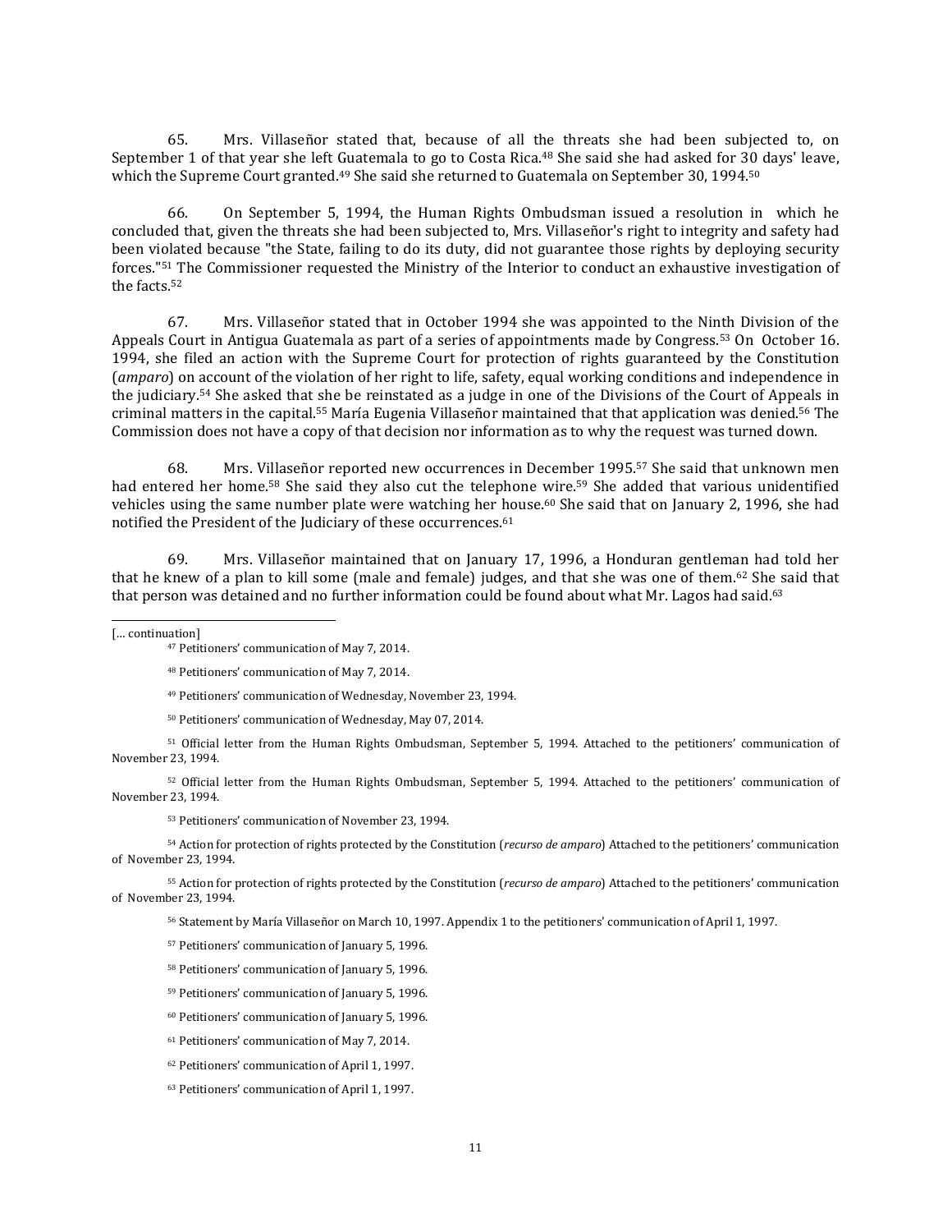65. Mrs. Villaseñor stated that, because of all the threats she had been subjected to, on September 1 of that year she left Guatemala to go to Costa Rica.[48] She said she had asked for 30 days' leave, which the Supreme Court granted.[49] She said she returned to Guatemala on September 30, 1994.[50]

66. On September 5, 1994, the Human Rights Ombudsman issued a resolution in which he concluded that, given the threats she had been subjected to, Mrs. Villaseñor's right to integrity and safety had been violated because "the State, failing to do its duty, did not guarantee those rights by deploying security forces."[51] The Commissioner requested the Ministry of the Interior to conduct an exhaustive investigation of the facts.[52]

67. Mrs. Villaseñor stated that in October 1994 she was appointed to the Ninth Division of the Appeals Court in Antigua Guatemala as part of a series of appointments made by Congress.[53] On October 16. 1994, she filed an action with the Supreme Court for protection of rights guaranteed by the Constitution (*amparo*) on account of the violation of her right to life, safety, equal working conditions and independence in the judiciary.[54] She asked that she be reinstated as a judge in one of the Divisions of the Court of Appeals in criminal matters in the capital.[55] María Eugenia Villaseñor maintained that that application was denied.[56] The Commission does not have a copy of that decision nor information as to why the request was turned down.

68. Mrs. Villaseñor reported new occurrences in December 1995.[57] She said that unknown men had entered her home.[58] She said they also cut the telephone wire.[59] She added that various unidentified vehicles using the same number plate were watching her house.[60] She said that on January 2, 1996, she had notified the President of the Judiciary of these occurrences.[61]

69. Mrs. Villaseñor maintained that on January 17, 1996, a Honduran gentleman had told her that he knew of a plan to kill some (male and female) judges, and that she was one of them.[62] She said that that person was detained and no further information could be found about what Mr. Lagos had said.[63]

---

[... continuation]

[47] Petitioners' communication of May 7, 2014.

[48] Petitioners' communication of May 7, 2014.

[49] Petitioners' communication of Wednesday, November 23, 1994.

[50] Petitioners' communication of Wednesday, May 07, 2014.

[51] Official letter from the Human Rights Ombudsman, September 5, 1994. Attached to the petitioners' communication of November 23, 1994.

[52] Official letter from the Human Rights Ombudsman, September 5, 1994. Attached to the petitioners' communication of November 23, 1994.

[53] Petitioners' communication of November 23, 1994.

[54] Action for protection of rights protected by the Constitution (*recurso de amparo*) Attached to the petitioners' communication of November 23, 1994.

[55] Action for protection of rights protected by the Constitution (*recurso de amparo*) Attached to the petitioners' communication of November 23, 1994.

[56] Statement by María Villaseñor on March 10, 1997. Appendix 1 to the petitioners' communication of April 1, 1997.

[57] Petitioners' communication of January 5, 1996.

[58] Petitioners' communication of January 5, 1996.

[59] Petitioners' communication of January 5, 1996.

[60] Petitioners' communication of January 5, 1996.

[61] Petitioners' communication of May 7, 2014.

[62] Petitioners' communication of April 1, 1997.

[63] Petitioners' communication of April 1, 1997.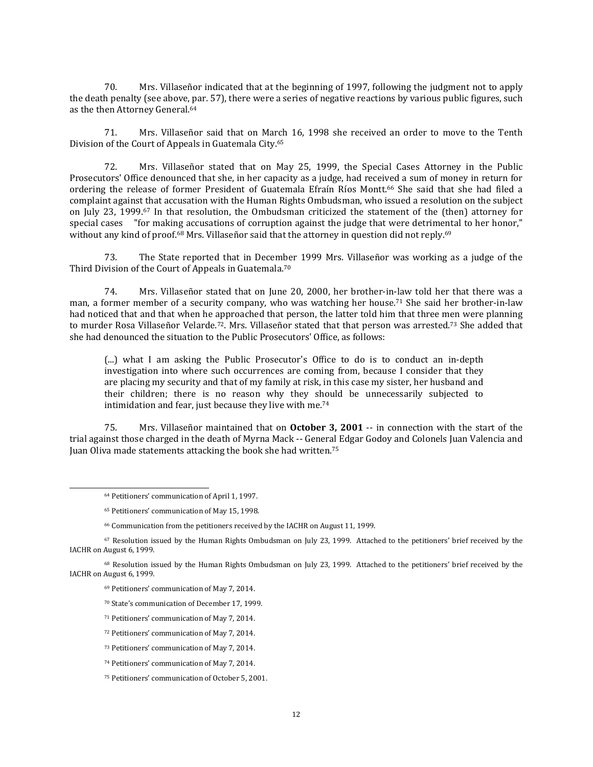70. Mrs. Villaseñor indicated that at the beginning of 1997, following the judgment not to apply the death penalty (see above, par. 57), there were a series of negative reactions by various public figures, such as the then Attorney General.[64]

71. Mrs. Villaseñor said that on March 16, 1998 she received an order to move to the Tenth Division of the Court of Appeals in Guatemala City.[65]

72. Mrs. Villaseñor stated that on May 25, 1999, the Special Cases Attorney in the Public Prosecutors' Office denounced that she, in her capacity as a judge, had received a sum of money in return for ordering the release of former President of Guatemala Efraín Ríos Montt.[66] She said that she had filed a complaint against that accusation with the Human Rights Ombudsman, who issued a resolution on the subject on July 23, 1999.[67] In that resolution, the Ombudsman criticized the statement of the (then) attorney for special cases "for making accusations of corruption against the judge that were detrimental to her honor," without any kind of proof.[68] Mrs. Villaseñor said that the attorney in question did not reply.[69]

73. The State reported that in December 1999 Mrs. Villaseñor was working as a judge of the Third Division of the Court of Appeals in Guatemala.[70]

74. Mrs. Villaseñor stated that on June 20, 2000, her brother-in-law told her that there was a man, a former member of a security company, who was watching her house.[71] She said her brother-in-law had noticed that and that when he approached that person, the latter told him that three men were planning to murder Rosa Villaseñor Velarde.[72]. Mrs. Villaseñor stated that that person was arrested.[73] She added that she had denounced the situation to the Public Prosecutors' Office, as follows:

> (...) what I am asking the Public Prosecutor's Office to do is to conduct an in-depth investigation into where such occurrences are coming from, because I consider that they are placing my security and that of my family at risk, in this case my sister, her husband and their children; there is no reason why they should be unnecessarily subjected to intimidation and fear, just because they live with me.[74]

75. Mrs. Villaseñor maintained that on **October 3, 2001** -- in connection with the start of the trial against those charged in the death of Myrna Mack -- General Edgar Godoy and Colonels Juan Valencia and Juan Oliva made statements attacking the book she had written.[75]

---

[64] Petitioners' communication of April 1, 1997.

[65] Petitioners' communication of May 15, 1998.

[66] Communication from the petitioners received by the IACHR on August 11, 1999.

[67] Resolution issued by the Human Rights Ombudsman on July 23, 1999. Attached to the petitioners' brief received by the IACHR on August 6, 1999.

[68] Resolution issued by the Human Rights Ombudsman on July 23, 1999. Attached to the petitioners' brief received by the IACHR on August 6, 1999.

[69] Petitioners' communication of May 7, 2014.

[70] State's communication of December 17, 1999.

[71] Petitioners' communication of May 7, 2014.

[72] Petitioners' communication of May 7, 2014.

[73] Petitioners' communication of May 7, 2014.

[74] Petitioners' communication of May 7, 2014.

[75] Petitioners' communication of October 5, 2001.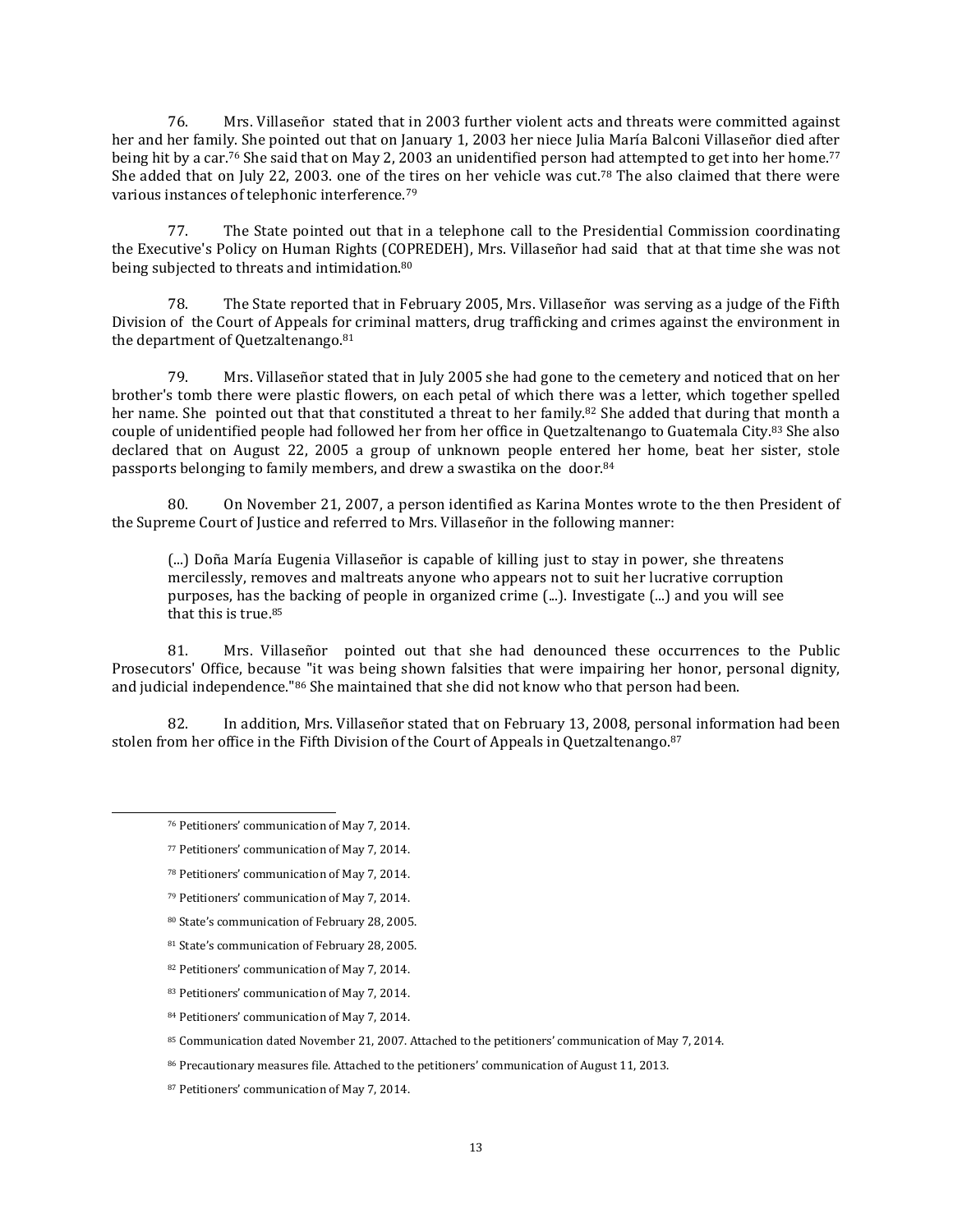76. Mrs. Villaseñor stated that in 2003 further violent acts and threats were committed against her and her family. She pointed out that on January 1, 2003 her niece Julia María Balconi Villaseñor died after being hit by a car.[76] She said that on May 2, 2003 an unidentified person had attempted to get into her home.[77] She added that on July 22, 2003. one of the tires on her vehicle was cut.[78] The also claimed that there were various instances of telephonic interference.[79]

77. The State pointed out that in a telephone call to the Presidential Commission coordinating the Executive's Policy on Human Rights (COPREDEH), Mrs. Villaseñor had said that at that time she was not being subjected to threats and intimidation.[80]

78. The State reported that in February 2005, Mrs. Villaseñor was serving as a judge of the Fifth Division of the Court of Appeals for criminal matters, drug trafficking and crimes against the environment in the department of Quetzaltenango.[81]

79. Mrs. Villaseñor stated that in July 2005 she had gone to the cemetery and noticed that on her brother's tomb there were plastic flowers, on each petal of which there was a letter, which together spelled her name. She pointed out that that constituted a threat to her family.[82] She added that during that month a couple of unidentified people had followed her from her office in Quetzaltenango to Guatemala City.[83] She also declared that on August 22, 2005 a group of unknown people entered her home, beat her sister, stole passports belonging to family members, and drew a swastika on the door.[84]

80. On November 21, 2007, a person identified as Karina Montes wrote to the then President of the Supreme Court of Justice and referred to Mrs. Villaseñor in the following manner:

> (...) Doña María Eugenia Villaseñor is capable of killing just to stay in power, she threatens mercilessly, removes and maltreats anyone who appears not to suit her lucrative corruption purposes, has the backing of people in organized crime (...). Investigate (...) and you will see that this is true.[85]

81. Mrs. Villaseñor pointed out that she had denounced these occurrences to the Public Prosecutors' Office, because "it was being shown falsities that were impairing her honor, personal dignity, and judicial independence."[86] She maintained that she did not know who that person had been.

82. In addition, Mrs. Villaseñor stated that on February 13, 2008, personal information had been stolen from her office in the Fifth Division of the Court of Appeals in Quetzaltenango.[87]

---

[76] Petitioners' communication of May 7, 2014.

[77] Petitioners' communication of May 7, 2014.

[78] Petitioners' communication of May 7, 2014.

[79] Petitioners' communication of May 7, 2014.

[80] State's communication of February 28, 2005.

[81] State's communication of February 28, 2005.

[82] Petitioners' communication of May 7, 2014.

[83] Petitioners' communication of May 7, 2014.

[84] Petitioners' communication of May 7, 2014.

[85] Communication dated November 21, 2007. Attached to the petitioners' communication of May 7, 2014.

[86] Precautionary measures file. Attached to the petitioners' communication of August 11, 2013.

[87] Petitioners' communication of May 7, 2014.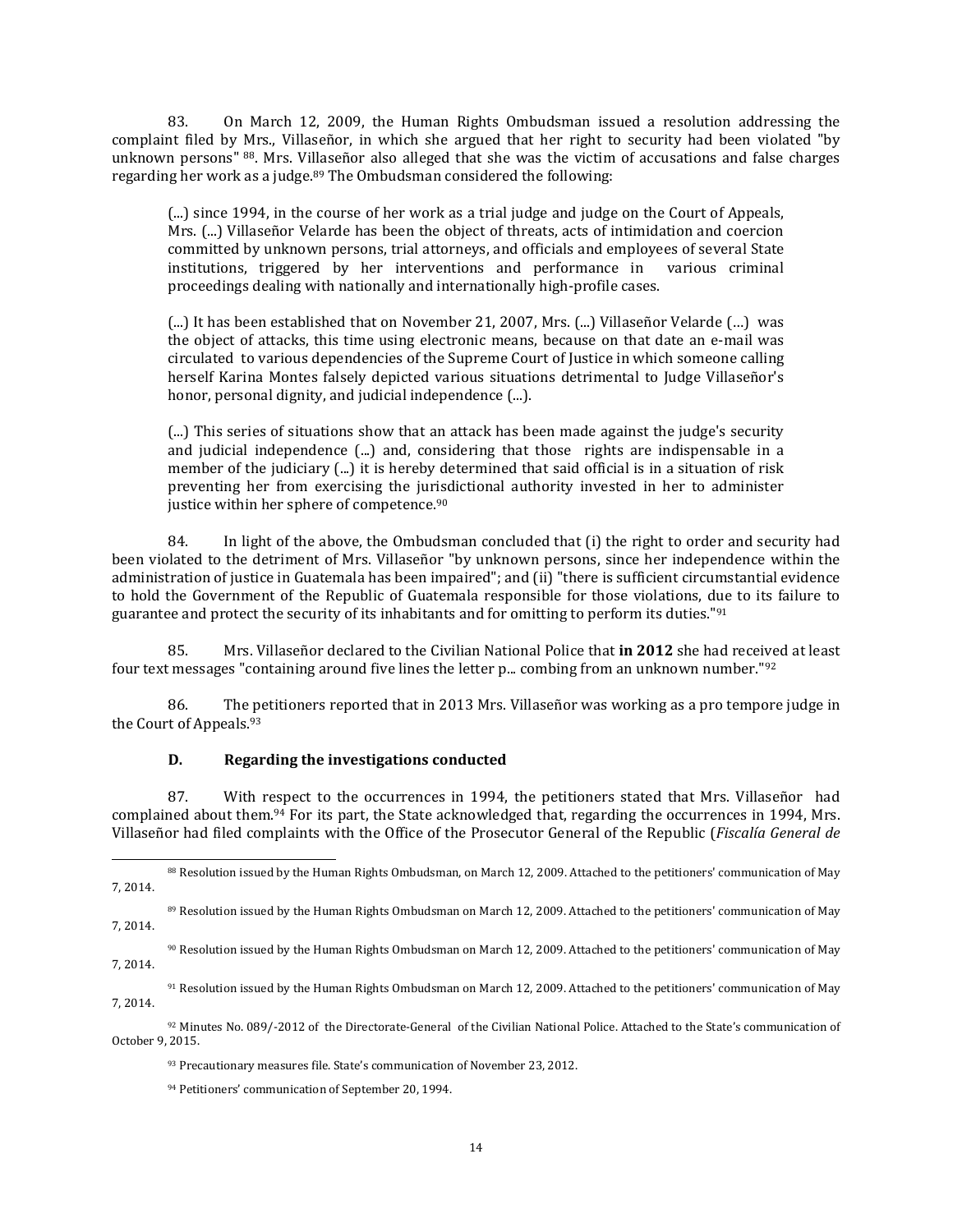83. On March 12, 2009, the Human Rights Ombudsman issued a resolution addressing the complaint filed by Mrs., Villaseñor, in which she argued that her right to security had been violated "by unknown persons" [88]. Mrs. Villaseñor also alleged that she was the victim of accusations and false charges regarding her work as a judge.[89] The Ombudsman considered the following:

> (...) since 1994, in the course of her work as a trial judge and judge on the Court of Appeals, Mrs. (...) Villaseñor Velarde has been the object of threats, acts of intimidation and coercion committed by unknown persons, trial attorneys, and officials and employees of several State institutions, triggered by her interventions and performance in various criminal proceedings dealing with nationally and internationally high-profile cases.
>
> (...) It has been established that on November 21, 2007, Mrs. (...) Villaseñor Velarde (…) was the object of attacks, this time using electronic means, because on that date an e-mail was circulated to various dependencies of the Supreme Court of Justice in which someone calling herself Karina Montes falsely depicted various situations detrimental to Judge Villaseñor's honor, personal dignity, and judicial independence (...).
>
> (...) This series of situations show that an attack has been made against the judge's security and judicial independence (...) and, considering that those rights are indispensable in a member of the judiciary (...) it is hereby determined that said official is in a situation of risk preventing her from exercising the jurisdictional authority invested in her to administer justice within her sphere of competence.[90]

84. In light of the above, the Ombudsman concluded that (i) the right to order and security had been violated to the detriment of Mrs. Villaseñor "by unknown persons, since her independence within the administration of justice in Guatemala has been impaired"; and (ii) "there is sufficient circumstantial evidence to hold the Government of the Republic of Guatemala responsible for those violations, due to its failure to guarantee and protect the security of its inhabitants and for omitting to perform its duties."[91]

85. Mrs. Villaseñor declared to the Civilian National Police that **in 2012** she had received at least four text messages "containing around five lines the letter p... combing from an unknown number."[92]

86. The petitioners reported that in 2013 Mrs. Villaseñor was working as a pro tempore judge in the Court of Appeals.[93]

### D. Regarding the investigations conducted

87. With respect to the occurrences in 1994, the petitioners stated that Mrs. Villaseñor had complained about them.[94] For its part, the State acknowledged that, regarding the occurrences in 1994, Mrs. Villaseñor had filed complaints with the Office of the Prosecutor General of the Republic (*Fiscalía General de*

---

[88] Resolution issued by the Human Rights Ombudsman, on March 12, 2009. Attached to the petitioners' communication of May 7, 2014.

[89] Resolution issued by the Human Rights Ombudsman on March 12, 2009. Attached to the petitioners' communication of May 7, 2014.

[90] Resolution issued by the Human Rights Ombudsman on March 12, 2009. Attached to the petitioners' communication of May 7, 2014.

[91] Resolution issued by the Human Rights Ombudsman on March 12, 2009. Attached to the petitioners' communication of May 7, 2014.

[92] Minutes No. 089/-2012 of the Directorate-General of the Civilian National Police. Attached to the State's communication of October 9, 2015.

[93] Precautionary measures file. State's communication of November 23, 2012.

[94] Petitioners' communication of September 20, 1994.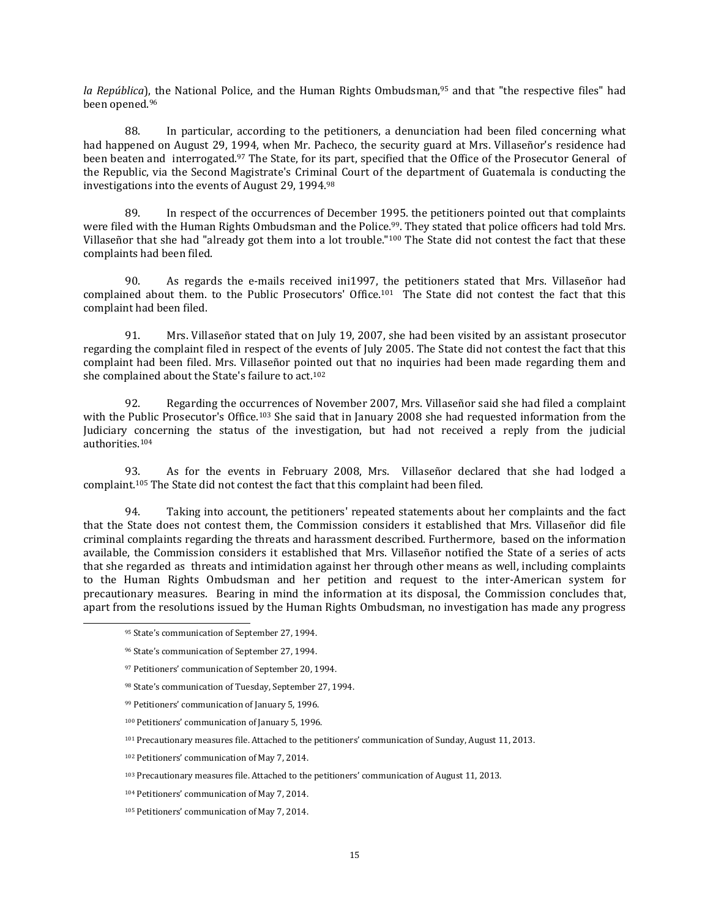*la República*), the National Police, and the Human Rights Ombudsman,[95] and that "the respective files" had been opened.[96]

88. In particular, according to the petitioners, a denunciation had been filed concerning what had happened on August 29, 1994, when Mr. Pacheco, the security guard at Mrs. Villaseñor's residence had been beaten and interrogated.[97] The State, for its part, specified that the Office of the Prosecutor General of the Republic, via the Second Magistrate's Criminal Court of the department of Guatemala is conducting the investigations into the events of August 29, 1994.[98]

89. In respect of the occurrences of December 1995. the petitioners pointed out that complaints were filed with the Human Rights Ombudsman and the Police.[99]. They stated that police officers had told Mrs. Villaseñor that she had "already got them into a lot trouble."[100] The State did not contest the fact that these complaints had been filed.

90. As regards the e-mails received ini1997, the petitioners stated that Mrs. Villaseñor had complained about them. to the Public Prosecutors' Office.[101] The State did not contest the fact that this complaint had been filed.

91. Mrs. Villaseñor stated that on July 19, 2007, she had been visited by an assistant prosecutor regarding the complaint filed in respect of the events of July 2005. The State did not contest the fact that this complaint had been filed. Mrs. Villaseñor pointed out that no inquiries had been made regarding them and she complained about the State's failure to act.[102]

92. Regarding the occurrences of November 2007, Mrs. Villaseñor said she had filed a complaint with the Public Prosecutor's Office.[103] She said that in January 2008 she had requested information from the Judiciary concerning the status of the investigation, but had not received a reply from the judicial authorities.[104]

93. As for the events in February 2008, Mrs. Villaseñor declared that she had lodged a complaint.[105] The State did not contest the fact that this complaint had been filed.

94. Taking into account, the petitioners' repeated statements about her complaints and the fact that the State does not contest them, the Commission considers it established that Mrs. Villaseñor did file criminal complaints regarding the threats and harassment described. Furthermore, based on the information available, the Commission considers it established that Mrs. Villaseñor notified the State of a series of acts that she regarded as threats and intimidation against her through other means as well, including complaints to the Human Rights Ombudsman and her petition and request to the inter-American system for precautionary measures. Bearing in mind the information at its disposal, the Commission concludes that, apart from the resolutions issued by the Human Rights Ombudsman, no investigation has made any progress

---

[95] State's communication of September 27, 1994.

[96] State's communication of September 27, 1994.

[97] Petitioners' communication of September 20, 1994.

[98] State's communication of Tuesday, September 27, 1994.

[99] Petitioners' communication of January 5, 1996.

[100] Petitioners' communication of January 5, 1996.

[101] Precautionary measures file. Attached to the petitioners' communication of Sunday, August 11, 2013.

[102] Petitioners' communication of May 7, 2014.

[103] Precautionary measures file. Attached to the petitioners' communication of August 11, 2013.

[104] Petitioners' communication of May 7, 2014.

[105] Petitioners' communication of May 7, 2014.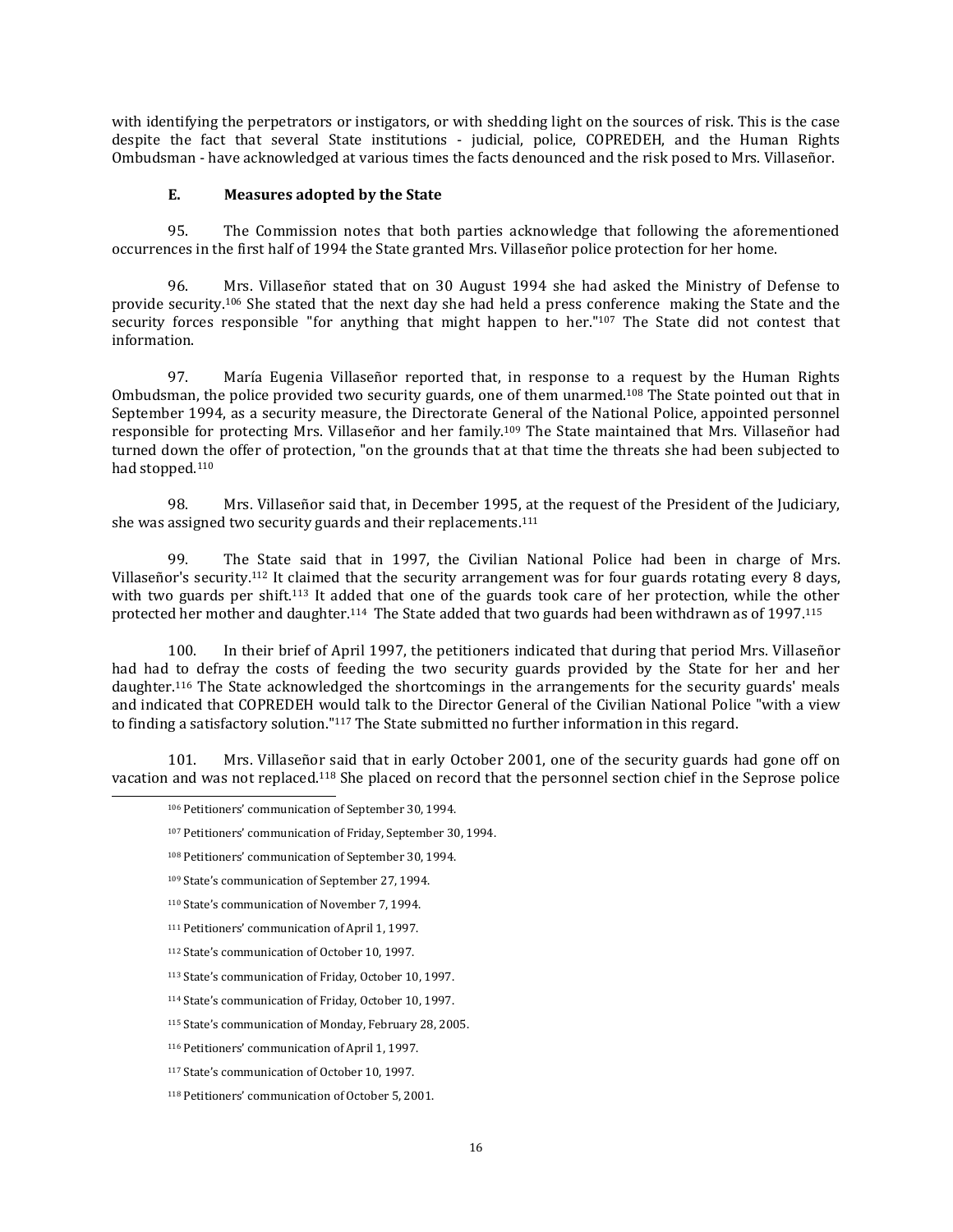with identifying the perpetrators or instigators, or with shedding light on the sources of risk. This is the case despite the fact that several State institutions - judicial, police, COPREDEH, and the Human Rights Ombudsman - have acknowledged at various times the facts denounced and the risk posed to Mrs. Villaseñor.

### E. Measures adopted by the State

95. The Commission notes that both parties acknowledge that following the aforementioned occurrences in the first half of 1994 the State granted Mrs. Villaseñor police protection for her home.

96. Mrs. Villaseñor stated that on 30 August 1994 she had asked the Ministry of Defense to provide security.[106] She stated that the next day she had held a press conference making the State and the security forces responsible "for anything that might happen to her."[107] The State did not contest that information.

97. María Eugenia Villaseñor reported that, in response to a request by the Human Rights Ombudsman, the police provided two security guards, one of them unarmed.[108] The State pointed out that in September 1994, as a security measure, the Directorate General of the National Police, appointed personnel responsible for protecting Mrs. Villaseñor and her family.[109] The State maintained that Mrs. Villaseñor had turned down the offer of protection, "on the grounds that at that time the threats she had been subjected to had stopped.[110]

98. Mrs. Villaseñor said that, in December 1995, at the request of the President of the Judiciary, she was assigned two security guards and their replacements.[111]

99. The State said that in 1997, the Civilian National Police had been in charge of Mrs. Villaseñor's security.[112] It claimed that the security arrangement was for four guards rotating every 8 days, with two guards per shift.[113] It added that one of the guards took care of her protection, while the other protected her mother and daughter.[114] The State added that two guards had been withdrawn as of 1997.[115]

100. In their brief of April 1997, the petitioners indicated that during that period Mrs. Villaseñor had had to defray the costs of feeding the two security guards provided by the State for her and her daughter.[116] The State acknowledged the shortcomings in the arrangements for the security guards' meals and indicated that COPREDEH would talk to the Director General of the Civilian National Police "with a view to finding a satisfactory solution."[117] The State submitted no further information in this regard.

101. Mrs. Villaseñor said that in early October 2001, one of the security guards had gone off on vacation and was not replaced.[118] She placed on record that the personnel section chief in the Seprose police

---

[106] Petitioners' communication of September 30, 1994.

[107] Petitioners' communication of Friday, September 30, 1994.

[108] Petitioners' communication of September 30, 1994.

[109] State's communication of September 27, 1994.

[110] State's communication of November 7, 1994.

[111] Petitioners' communication of April 1, 1997.

[112] State's communication of October 10, 1997.

[113] State's communication of Friday, October 10, 1997.

[114] State's communication of Friday, October 10, 1997.

[115] State's communication of Monday, February 28, 2005.

[116] Petitioners' communication of April 1, 1997.

[117] State's communication of October 10, 1997.

[118] Petitioners' communication of October 5, 2001.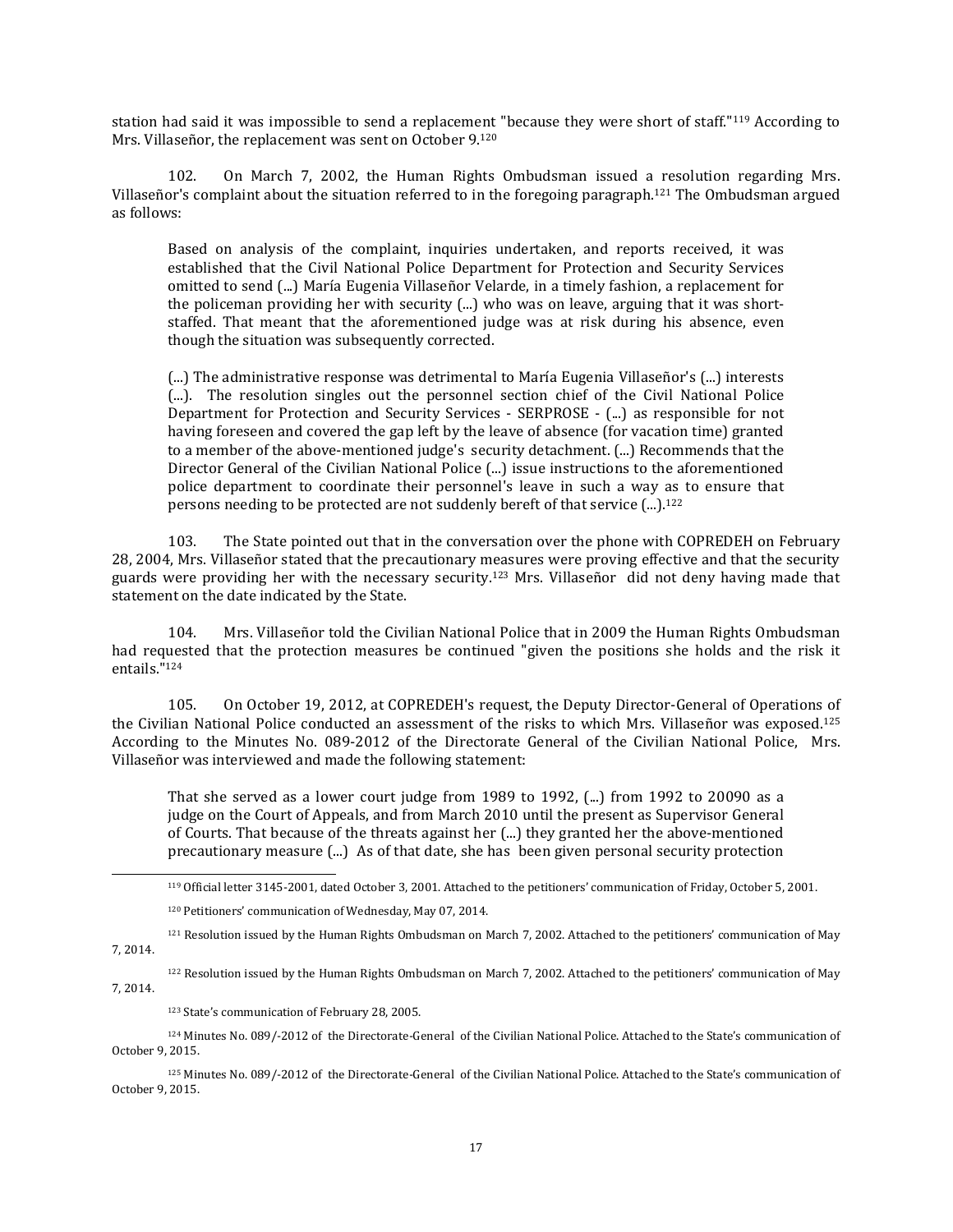station had said it was impossible to send a replacement "because they were short of staff."[119] According to Mrs. Villaseñor, the replacement was sent on October 9.[120]

102. On March 7, 2002, the Human Rights Ombudsman issued a resolution regarding Mrs. Villaseñor's complaint about the situation referred to in the foregoing paragraph.[121] The Ombudsman argued as follows:

> Based on analysis of the complaint, inquiries undertaken, and reports received, it was established that the Civil National Police Department for Protection and Security Services omitted to send (...) María Eugenia Villaseñor Velarde, in a timely fashion, a replacement for the policeman providing her with security (...) who was on leave, arguing that it was short-staffed. That meant that the aforementioned judge was at risk during his absence, even though the situation was subsequently corrected.
>
> (...) The administrative response was detrimental to María Eugenia Villaseñor's (...) interests (...). The resolution singles out the personnel section chief of the Civil National Police Department for Protection and Security Services - SERPROSE - (...) as responsible for not having foreseen and covered the gap left by the leave of absence (for vacation time) granted to a member of the above-mentioned judge's security detachment. (...) Recommends that the Director General of the Civilian National Police (...) issue instructions to the aforementioned police department to coordinate their personnel's leave in such a way as to ensure that persons needing to be protected are not suddenly bereft of that service (...).[122]

103. The State pointed out that in the conversation over the phone with COPREDEH on February 28, 2004, Mrs. Villaseñor stated that the precautionary measures were proving effective and that the security guards were providing her with the necessary security.[123] Mrs. Villaseñor did not deny having made that statement on the date indicated by the State.

104. Mrs. Villaseñor told the Civilian National Police that in 2009 the Human Rights Ombudsman had requested that the protection measures be continued "given the positions she holds and the risk it entails."[124]

105. On October 19, 2012, at COPREDEH's request, the Deputy Director-General of Operations of the Civilian National Police conducted an assessment of the risks to which Mrs. Villaseñor was exposed.[125] According to the Minutes No. 089-2012 of the Directorate General of the Civilian National Police, Mrs. Villaseñor was interviewed and made the following statement:

> That she served as a lower court judge from 1989 to 1992, (...) from 1992 to 20090 as a judge on the Court of Appeals, and from March 2010 until the present as Supervisor General of Courts. That because of the threats against her (...) they granted her the above-mentioned precautionary measure (...) As of that date, she has been given personal security protection

---

[119] Official letter 3145-2001, dated October 3, 2001. Attached to the petitioners' communication of Friday, October 5, 2001.

[120] Petitioners' communication of Wednesday, May 07, 2014.

[121] Resolution issued by the Human Rights Ombudsman on March 7, 2002. Attached to the petitioners' communication of May 7, 2014.

[122] Resolution issued by the Human Rights Ombudsman on March 7, 2002. Attached to the petitioners' communication of May 7, 2014.

[123] State's communication of February 28, 2005.

[124] Minutes No. 089/-2012 of the Directorate-General of the Civilian National Police. Attached to the State's communication of October 9, 2015.

[125] Minutes No. 089/-2012 of the Directorate-General of the Civilian National Police. Attached to the State's communication of October 9, 2015.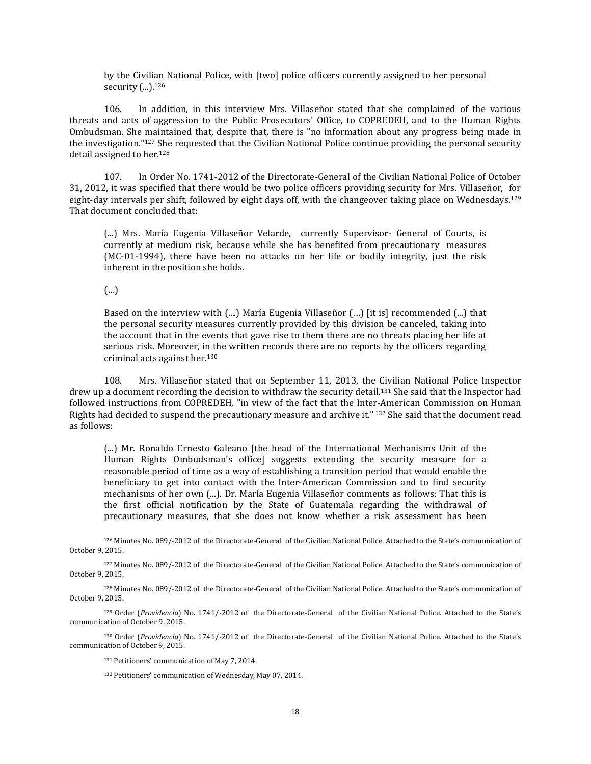> by the Civilian National Police, with [two] police officers currently assigned to her personal security (...).[126]

106. In addition, in this interview Mrs. Villaseñor stated that she complained of the various threats and acts of aggression to the Public Prosecutors' Office, to COPREDEH, and to the Human Rights Ombudsman. She maintained that, despite that, there is "no information about any progress being made in the investigation."[127] She requested that the Civilian National Police continue providing the personal security detail assigned to her.[128]

107. In Order No. 1741-2012 of the Directorate-General of the Civilian National Police of October 31, 2012, it was specified that there would be two police officers providing security for Mrs. Villaseñor, for eight-day intervals per shift, followed by eight days off, with the changeover taking place on Wednesdays.[129] That document concluded that:

> (...) Mrs. María Eugenia Villaseñor Velarde, currently Supervisor- General of Courts, is currently at medium risk, because while she has benefited from precautionary measures (MC-01-1994), there have been no attacks on her life or bodily integrity, just the risk inherent in the position she holds.
>
> (…)
>
> Based on the interview with (....) María Eugenia Villaseñor (…) [it is] recommended (...) that the personal security measures currently provided by this division be canceled, taking into the account that in the events that gave rise to them there are no threats placing her life at serious risk. Moreover, in the written records there are no reports by the officers regarding criminal acts against her.[130]

108. Mrs. Villaseñor stated that on September 11, 2013, the Civilian National Police Inspector drew up a document recording the decision to withdraw the security detail.[131] She said that the Inspector had followed instructions from COPREDEH, "in view of the fact that the Inter-American Commission on Human Rights had decided to suspend the precautionary measure and archive it." [132] She said that the document read as follows:

> (...) Mr. Ronaldo Ernesto Galeano [the head of the International Mechanisms Unit of the Human Rights Ombudsman's office] suggests extending the security measure for a reasonable period of time as a way of establishing a transition period that would enable the beneficiary to get into contact with the Inter-American Commission and to find security mechanisms of her own (...). Dr. María Eugenia Villaseñor comments as follows: That this is the first official notification by the State of Guatemala regarding the withdrawal of precautionary measures, that she does not know whether a risk assessment has been

---

[126] Minutes No. 089/-2012 of the Directorate-General of the Civilian National Police. Attached to the State's communication of October 9, 2015.

[127] Minutes No. 089/-2012 of the Directorate-General of the Civilian National Police. Attached to the State's communication of October 9, 2015.

[128] Minutes No. 089/-2012 of the Directorate-General of the Civilian National Police. Attached to the State's communication of October 9, 2015.

[129] Order (*Providencia*) No. 1741/-2012 of the Directorate-General of the Civilian National Police. Attached to the State's communication of October 9, 2015.

[130] Order (*Providencia*) No. 1741/-2012 of the Directorate-General of the Civilian National Police. Attached to the State's communication of October 9, 2015.

[131] Petitioners' communication of May 7, 2014.

[132] Petitioners' communication of Wednesday, May 07, 2014.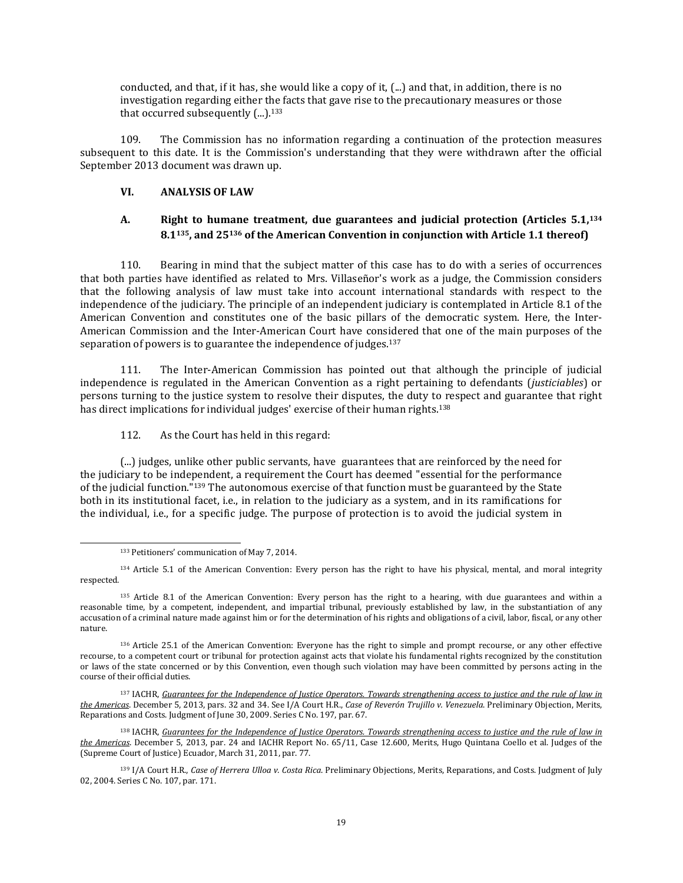conducted, and that, if it has, she would like a copy of it, (...) and that, in addition, there is no investigation regarding either the facts that gave rise to the precautionary measures or those that occurred subsequently (...).[133]

109. The Commission has no information regarding a continuation of the protection measures subsequent to this date. It is the Commission's understanding that they were withdrawn after the official September 2013 document was drawn up.

## VI. ANALYSIS OF LAW

### A. Right to humane treatment, due guarantees and judicial protection (Articles 5.1,[134] 8.1[135], and 25[136] of the American Convention in conjunction with Article 1.1 thereof)

110. Bearing in mind that the subject matter of this case has to do with a series of occurrences that both parties have identified as related to Mrs. Villaseñor's work as a judge, the Commission considers that the following analysis of law must take into account international standards with respect to the independence of the judiciary. The principle of an independent judiciary is contemplated in Article 8.1 of the American Convention and constitutes one of the basic pillars of the democratic system. Here, the Inter-American Commission and the Inter-American Court have considered that one of the main purposes of the separation of powers is to guarantee the independence of judges.[137]

111. The Inter-American Commission has pointed out that although the principle of judicial independence is regulated in the American Convention as a right pertaining to defendants (*justiciables*) or persons turning to the justice system to resolve their disputes, the duty to respect and guarantee that right has direct implications for individual judges' exercise of their human rights.[138]

112. As the Court has held in this regard:

(...) judges, unlike other public servants, have guarantees that are reinforced by the need for the judiciary to be independent, a requirement the Court has deemed "essential for the performance of the judicial function."[139] The autonomous exercise of that function must be guaranteed by the State both in its institutional facet, i.e., in relation to the judiciary as a system, and in its ramifications for the individual, i.e., for a specific judge. The purpose of protection is to avoid the judicial system in

---

[133] Petitioners' communication of May 7, 2014.

[134] Article 5.1 of the American Convention: Every person has the right to have his physical, mental, and moral integrity respected.

[135] Article 8.1 of the American Convention: Every person has the right to a hearing, with due guarantees and within a reasonable time, by a competent, independent, and impartial tribunal, previously established by law, in the substantiation of any accusation of a criminal nature made against him or for the determination of his rights and obligations of a civil, labor, fiscal, or any other nature.

[136] Article 25.1 of the American Convention: Everyone has the right to simple and prompt recourse, or any other effective recourse, to a competent court or tribunal for protection against acts that violate his fundamental rights recognized by the constitution or laws of the state concerned or by this Convention, even though such violation may have been committed by persons acting in the course of their official duties.

[137] IACHR, *Guarantees for the Independence of Justice Operators. Towards strengthening access to justice and the rule of law in the Americas*. December 5, 2013, pars. 32 and 34. See I/A Court H.R., *Case of Reverón Trujillo v. Venezuela*. Preliminary Objection, Merits, Reparations and Costs. Judgment of June 30, 2009. Series C No. 197, par. 67.

[138] IACHR, *Guarantees for the Independence of Justice Operators. Towards strengthening access to justice and the rule of law in the Americas*. December 5, 2013, par. 24 and IACHR Report No. 65/11, Case 12.600, Merits, Hugo Quintana Coello et al. Judges of the (Supreme Court of Justice) Ecuador, March 31, 2011, par. 77.

[139] I/A Court H.R., *Case of Herrera Ulloa v. Costa Rica*. Preliminary Objections, Merits, Reparations, and Costs. Judgment of July 02, 2004. Series C No. 107, par. 171.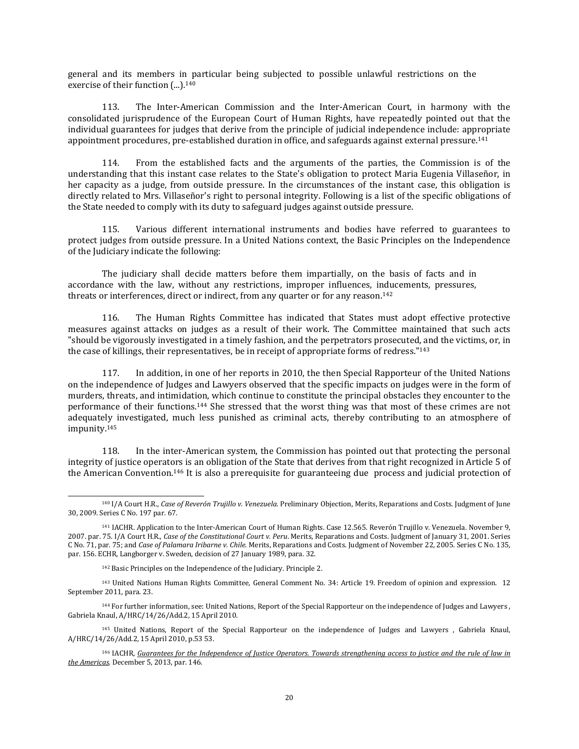general and its members in particular being subjected to possible unlawful restrictions on the exercise of their function (...).[140]

113. The Inter-American Commission and the Inter-American Court, in harmony with the consolidated jurisprudence of the European Court of Human Rights, have repeatedly pointed out that the individual guarantees for judges that derive from the principle of judicial independence include: appropriate appointment procedures, pre-established duration in office, and safeguards against external pressure.[141]

114. From the established facts and the arguments of the parties, the Commission is of the understanding that this instant case relates to the State's obligation to protect Maria Eugenia Villaseñor, in her capacity as a judge, from outside pressure. In the circumstances of the instant case, this obligation is directly related to Mrs. Villaseñor's right to personal integrity. Following is a list of the specific obligations of the State needed to comply with its duty to safeguard judges against outside pressure.

115. Various different international instruments and bodies have referred to guarantees to protect judges from outside pressure. In a United Nations context, the Basic Principles on the Independence of the Judiciary indicate the following:

> The judiciary shall decide matters before them impartially, on the basis of facts and in accordance with the law, without any restrictions, improper influences, inducements, pressures, threats or interferences, direct or indirect, from any quarter or for any reason.[142]

116. The Human Rights Committee has indicated that States must adopt effective protective measures against attacks on judges as a result of their work. The Committee maintained that such acts "should be vigorously investigated in a timely fashion, and the perpetrators prosecuted, and the victims, or, in the case of killings, their representatives, be in receipt of appropriate forms of redress."[143]

117. In addition, in one of her reports in 2010, the then Special Rapporteur of the United Nations on the independence of Judges and Lawyers observed that the specific impacts on judges were in the form of murders, threats, and intimidation, which continue to constitute the principal obstacles they encounter to the performance of their functions.[144] She stressed that the worst thing was that most of these crimes are not adequately investigated, much less punished as criminal acts, thereby contributing to an atmosphere of impunity.[145]

118. In the inter-American system, the Commission has pointed out that protecting the personal integrity of justice operators is an obligation of the State that derives from that right recognized in Article 5 of the American Convention.[146] It is also a prerequisite for guaranteeing due process and judicial protection of

---

[140] I/A Court H.R., *Case of Reverón Trujillo v. Venezuela*. Preliminary Objection, Merits, Reparations and Costs. Judgment of June 30, 2009. Series C No. 197 par. 67.

[141] IACHR. Application to the Inter-American Court of Human Rights. Case 12.565. Reverón Trujillo v. Venezuela. November 9, 2007. par. 75. I/A Court H.R., *Case of the Constitutional Court v. Peru*. Merits, Reparations and Costs. Judgment of January 31, 2001. Series C No. 71, par. 75; and *Case of Palamara Iribarne v. Chile*. Merits, Reparations and Costs. Judgment of November 22, 2005. Series C No. 135, par. 156. ECHR, Langborger v. Sweden, decision of 27 January 1989, para. 32.

[142] Basic Principles on the Independence of the Judiciary. Principle 2.

[143] United Nations Human Rights Committee, General Comment No. 34: Article 19. Freedom of opinion and expression. 12 September 2011, para. 23.

[144] For further information, see: United Nations, Report of the Special Rapporteur on the independence of Judges and Lawyers , Gabriela Knaul, A/HRC/14/26/Add.2, 15 April 2010.

[145] United Nations, Report of the Special Rapporteur on the independence of Judges and Lawyers , Gabriela Knaul, A/HRC/14/26/Add.2, 15 April 2010, p.53 53.

[146] IACHR, *Guarantees for the Independence of Justice Operators. Towards strengthening access to justice and the rule of law in the Americas*. December 5, 2013, par. 146.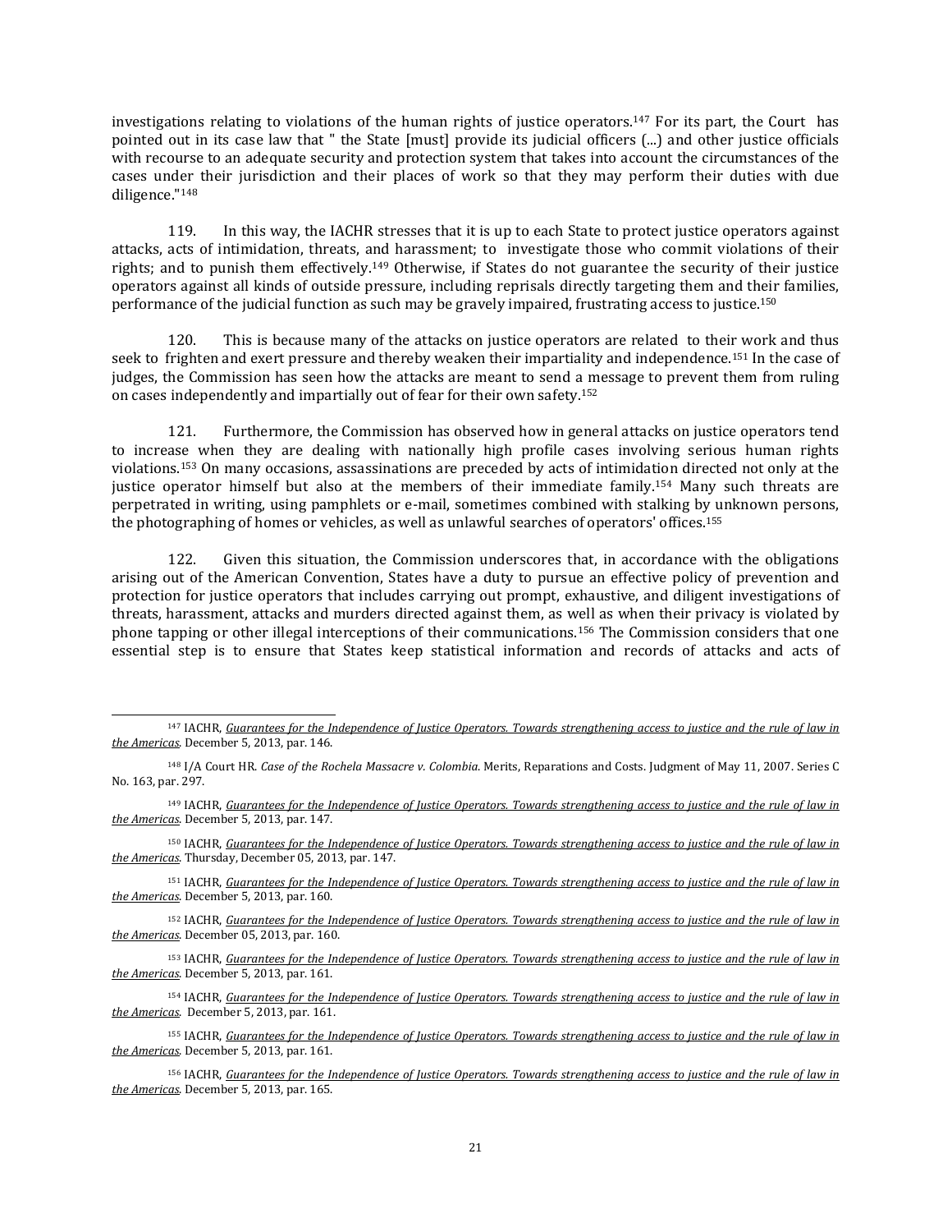investigations relating to violations of the human rights of justice operators.[147] For its part, the Court has pointed out in its case law that " the State [must] provide its judicial officers (...) and other justice officials with recourse to an adequate security and protection system that takes into account the circumstances of the cases under their jurisdiction and their places of work so that they may perform their duties with due diligence."[148]

119. In this way, the IACHR stresses that it is up to each State to protect justice operators against attacks, acts of intimidation, threats, and harassment; to investigate those who commit violations of their rights; and to punish them effectively.[149] Otherwise, if States do not guarantee the security of their justice operators against all kinds of outside pressure, including reprisals directly targeting them and their families, performance of the judicial function as such may be gravely impaired, frustrating access to justice.[150]

120. This is because many of the attacks on justice operators are related to their work and thus seek to frighten and exert pressure and thereby weaken their impartiality and independence.[151] In the case of judges, the Commission has seen how the attacks are meant to send a message to prevent them from ruling on cases independently and impartially out of fear for their own safety.[152]

121. Furthermore, the Commission has observed how in general attacks on justice operators tend to increase when they are dealing with nationally high profile cases involving serious human rights violations.[153] On many occasions, assassinations are preceded by acts of intimidation directed not only at the justice operator himself but also at the members of their immediate family.[154] Many such threats are perpetrated in writing, using pamphlets or e-mail, sometimes combined with stalking by unknown persons, the photographing of homes or vehicles, as well as unlawful searches of operators' offices.[155]

122. Given this situation, the Commission underscores that, in accordance with the obligations arising out of the American Convention, States have a duty to pursue an effective policy of prevention and protection for justice operators that includes carrying out prompt, exhaustive, and diligent investigations of threats, harassment, attacks and murders directed against them, as well as when their privacy is violated by phone tapping or other illegal interceptions of their communications.[156] The Commission considers that one essential step is to ensure that States keep statistical information and records of attacks and acts of

---

[147] IACHR, *Guarantees for the Independence of Justice Operators. Towards strengthening access to justice and the rule of law in the Americas*. December 5, 2013, par. 146.

[148] I/A Court HR. *Case of the Rochela Massacre v. Colombia*. Merits, Reparations and Costs. Judgment of May 11, 2007. Series C No. 163, par. 297.

[149] IACHR, *Guarantees for the Independence of Justice Operators. Towards strengthening access to justice and the rule of law in the Americas*. December 5, 2013, par. 147.

[150] IACHR, *Guarantees for the Independence of Justice Operators. Towards strengthening access to justice and the rule of law in the Americas*. Thursday, December 05, 2013, par. 147.

[151] IACHR, *Guarantees for the Independence of Justice Operators. Towards strengthening access to justice and the rule of law in the Americas*. December 5, 2013, par. 160.

[152] IACHR, *Guarantees for the Independence of Justice Operators. Towards strengthening access to justice and the rule of law in the Americas*. December 05, 2013, par. 160.

[153] IACHR, *Guarantees for the Independence of Justice Operators. Towards strengthening access to justice and the rule of law in the Americas*. December 5, 2013, par. 161.

[154] IACHR, *Guarantees for the Independence of Justice Operators. Towards strengthening access to justice and the rule of law in the Americas*. December 5, 2013, par. 161.

[155] IACHR, *Guarantees for the Independence of Justice Operators. Towards strengthening access to justice and the rule of law in the Americas*. December 5, 2013, par. 161.

[156] IACHR, *Guarantees for the Independence of Justice Operators. Towards strengthening access to justice and the rule of law in the Americas*. December 5, 2013, par. 165.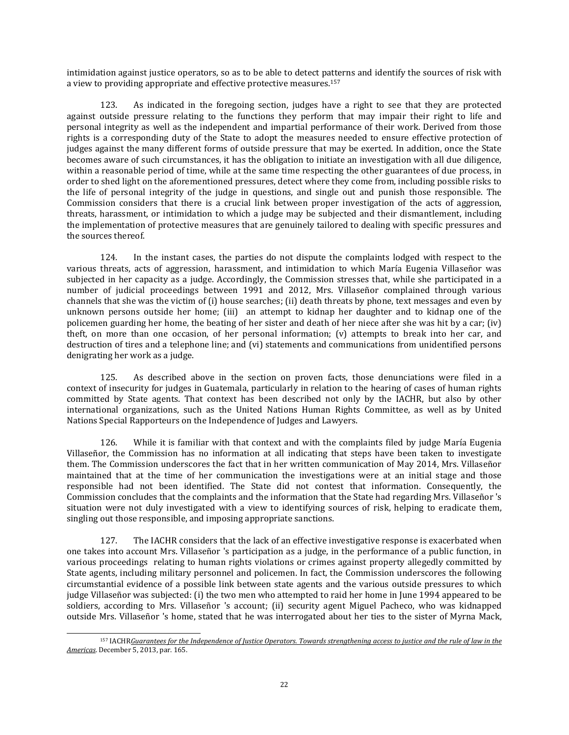intimidation against justice operators, so as to be able to detect patterns and identify the sources of risk with a view to providing appropriate and effective protective measures.[157]

123. As indicated in the foregoing section, judges have a right to see that they are protected against outside pressure relating to the functions they perform that may impair their right to life and personal integrity as well as the independent and impartial performance of their work. Derived from those rights is a corresponding duty of the State to adopt the measures needed to ensure effective protection of judges against the many different forms of outside pressure that may be exerted. In addition, once the State becomes aware of such circumstances, it has the obligation to initiate an investigation with all due diligence, within a reasonable period of time, while at the same time respecting the other guarantees of due process, in order to shed light on the aforementioned pressures, detect where they come from, including possible risks to the life of personal integrity of the judge in questions, and single out and punish those responsible. The Commission considers that there is a crucial link between proper investigation of the acts of aggression, threats, harassment, or intimidation to which a judge may be subjected and their dismantlement, including the implementation of protective measures that are genuinely tailored to dealing with specific pressures and the sources thereof.

124. In the instant cases, the parties do not dispute the complaints lodged with respect to the various threats, acts of aggression, harassment, and intimidation to which María Eugenia Villaseñor was subjected in her capacity as a judge. Accordingly, the Commission stresses that, while she participated in a number of judicial proceedings between 1991 and 2012, Mrs. Villaseñor complained through various channels that she was the victim of (i) house searches; (ii) death threats by phone, text messages and even by unknown persons outside her home; (iii) an attempt to kidnap her daughter and to kidnap one of the policemen guarding her home, the beating of her sister and death of her niece after she was hit by a car; (iv) theft, on more than one occasion, of her personal information; (v) attempts to break into her car, and destruction of tires and a telephone line; and (vi) statements and communications from unidentified persons denigrating her work as a judge.

125. As described above in the section on proven facts, those denunciations were filed in a context of insecurity for judges in Guatemala, particularly in relation to the hearing of cases of human rights committed by State agents. That context has been described not only by the IACHR, but also by other international organizations, such as the United Nations Human Rights Committee, as well as by United Nations Special Rapporteurs on the Independence of Judges and Lawyers.

126. While it is familiar with that context and with the complaints filed by judge María Eugenia Villaseñor, the Commission has no information at all indicating that steps have been taken to investigate them. The Commission underscores the fact that in her written communication of May 2014, Mrs. Villaseñor maintained that at the time of her communication the investigations were at an initial stage and those responsible had not been identified. The State did not contest that information. Consequently, the Commission concludes that the complaints and the information that the State had regarding Mrs. Villaseñor 's situation were not duly investigated with a view to identifying sources of risk, helping to eradicate them, singling out those responsible, and imposing appropriate sanctions.

127. The IACHR considers that the lack of an effective investigative response is exacerbated when one takes into account Mrs. Villaseñor 's participation as a judge, in the performance of a public function, in various proceedings relating to human rights violations or crimes against property allegedly committed by State agents, including military personnel and policemen. In fact, the Commission underscores the following circumstantial evidence of a possible link between state agents and the various outside pressures to which judge Villaseñor was subjected: (i) the two men who attempted to raid her home in June 1994 appeared to be soldiers, according to Mrs. Villaseñor 's account; (ii) security agent Miguel Pacheco, who was kidnapped outside Mrs. Villaseñor 's home, stated that he was interrogated about her ties to the sister of Myrna Mack,

[157] IACHR *Guarantees for the Independence of Justice Operators. Towards strengthening access to justice and the rule of law in the Americas*. December 5, 2013, par. 165.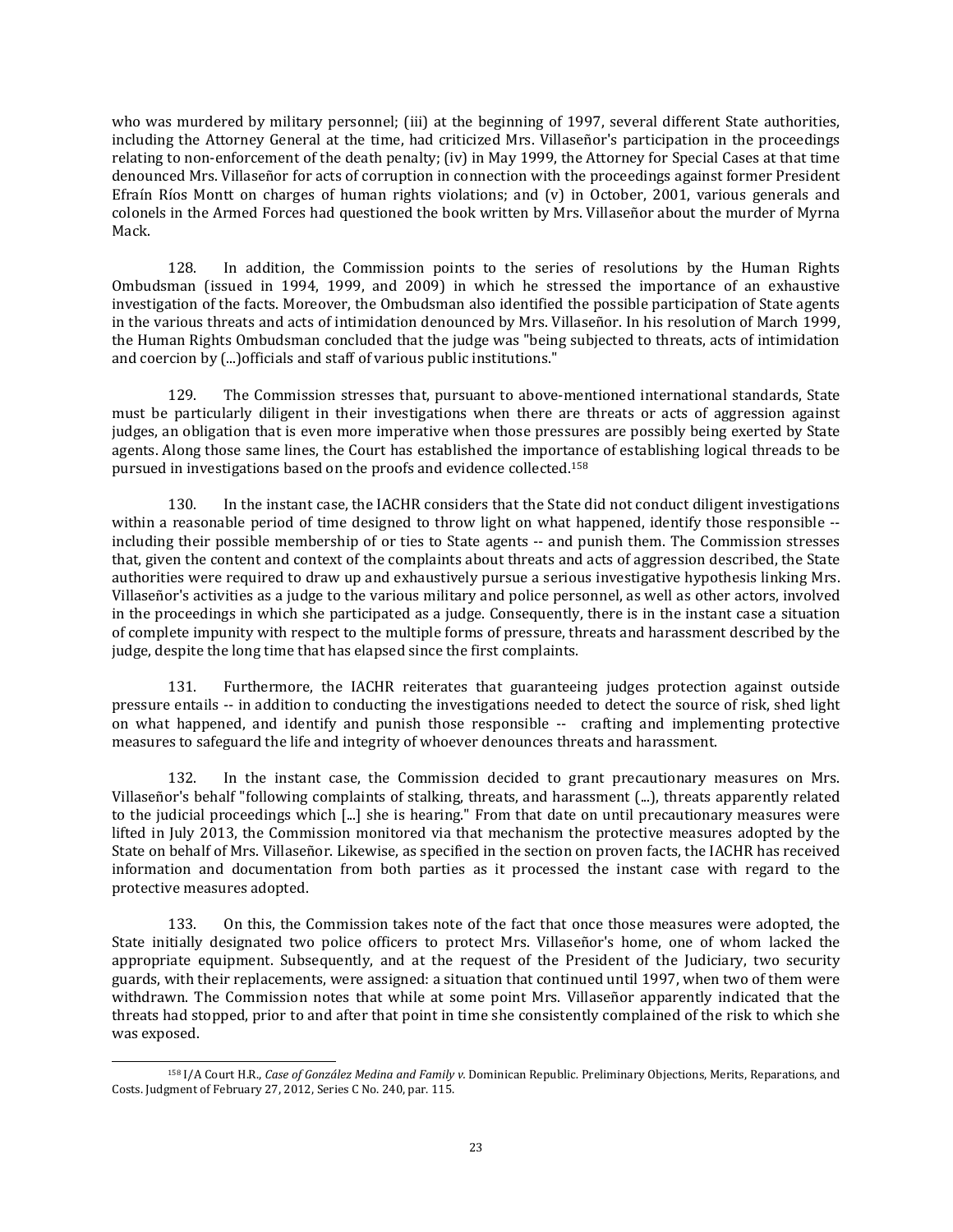who was murdered by military personnel; (iii) at the beginning of 1997, several different State authorities, including the Attorney General at the time, had criticized Mrs. Villaseñor's participation in the proceedings relating to non-enforcement of the death penalty; (iv) in May 1999, the Attorney for Special Cases at that time denounced Mrs. Villaseñor for acts of corruption in connection with the proceedings against former President Efraín Ríos Montt on charges of human rights violations; and (v) in October, 2001, various generals and colonels in the Armed Forces had questioned the book written by Mrs. Villaseñor about the murder of Myrna Mack.

128. In addition, the Commission points to the series of resolutions by the Human Rights Ombudsman (issued in 1994, 1999, and 2009) in which he stressed the importance of an exhaustive investigation of the facts. Moreover, the Ombudsman also identified the possible participation of State agents in the various threats and acts of intimidation denounced by Mrs. Villaseñor. In his resolution of March 1999, the Human Rights Ombudsman concluded that the judge was "being subjected to threats, acts of intimidation and coercion by (...)officials and staff of various public institutions."

129. The Commission stresses that, pursuant to above-mentioned international standards, State must be particularly diligent in their investigations when there are threats or acts of aggression against judges, an obligation that is even more imperative when those pressures are possibly being exerted by State agents. Along those same lines, the Court has established the importance of establishing logical threads to be pursued in investigations based on the proofs and evidence collected.[158]

130. In the instant case, the IACHR considers that the State did not conduct diligent investigations within a reasonable period of time designed to throw light on what happened, identify those responsible -- including their possible membership of or ties to State agents -- and punish them. The Commission stresses that, given the content and context of the complaints about threats and acts of aggression described, the State authorities were required to draw up and exhaustively pursue a serious investigative hypothesis linking Mrs. Villaseñor's activities as a judge to the various military and police personnel, as well as other actors, involved in the proceedings in which she participated as a judge. Consequently, there is in the instant case a situation of complete impunity with respect to the multiple forms of pressure, threats and harassment described by the judge, despite the long time that has elapsed since the first complaints.

131. Furthermore, the IACHR reiterates that guaranteeing judges protection against outside pressure entails -- in addition to conducting the investigations needed to detect the source of risk, shed light on what happened, and identify and punish those responsible -- crafting and implementing protective measures to safeguard the life and integrity of whoever denounces threats and harassment.

132. In the instant case, the Commission decided to grant precautionary measures on Mrs. Villaseñor's behalf "following complaints of stalking, threats, and harassment (...), threats apparently related to the judicial proceedings which [...] she is hearing." From that date on until precautionary measures were lifted in July 2013, the Commission monitored via that mechanism the protective measures adopted by the State on behalf of Mrs. Villaseñor. Likewise, as specified in the section on proven facts, the IACHR has received information and documentation from both parties as it processed the instant case with regard to the protective measures adopted.

133. On this, the Commission takes note of the fact that once those measures were adopted, the State initially designated two police officers to protect Mrs. Villaseñor's home, one of whom lacked the appropriate equipment. Subsequently, and at the request of the President of the Judiciary, two security guards, with their replacements, were assigned: a situation that continued until 1997, when two of them were withdrawn. The Commission notes that while at some point Mrs. Villaseñor apparently indicated that the threats had stopped, prior to and after that point in time she consistently complained of the risk to which she was exposed.

---

[158] I/A Court H.R., *Case of González Medina and Family v.* Dominican Republic. Preliminary Objections, Merits, Reparations, and Costs. Judgment of February 27, 2012, Series C No. 240, par. 115.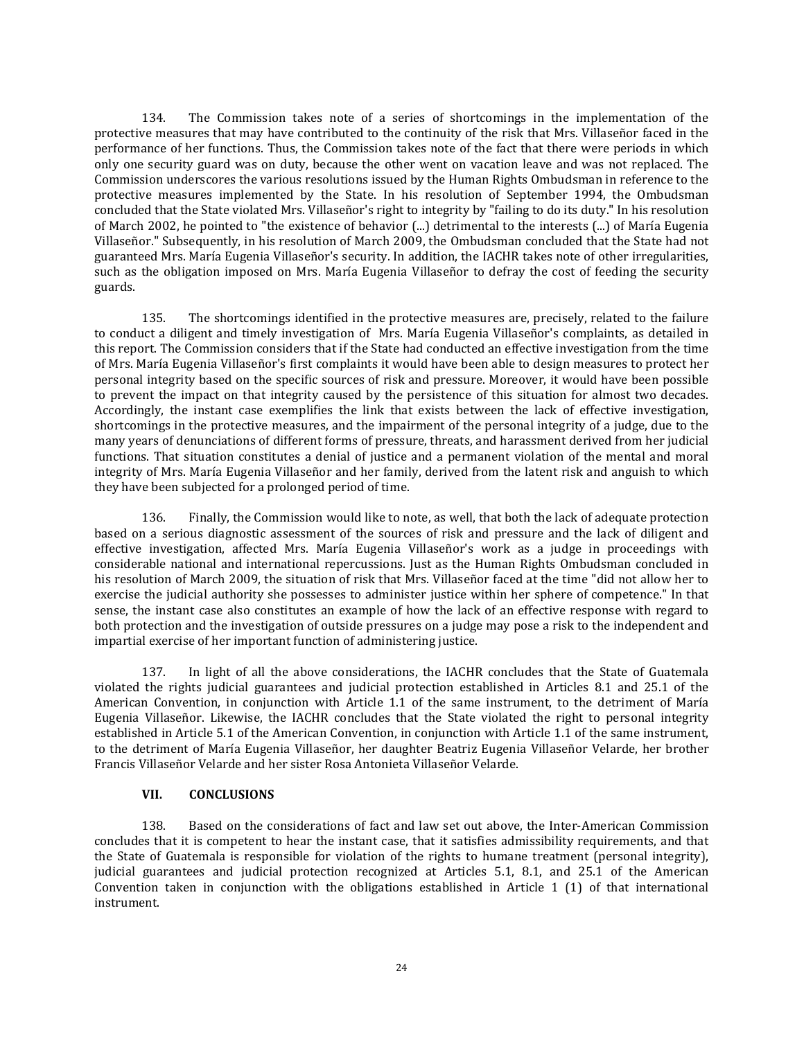134. The Commission takes note of a series of shortcomings in the implementation of the protective measures that may have contributed to the continuity of the risk that Mrs. Villaseñor faced in the performance of her functions. Thus, the Commission takes note of the fact that there were periods in which only one security guard was on duty, because the other went on vacation leave and was not replaced. The Commission underscores the various resolutions issued by the Human Rights Ombudsman in reference to the protective measures implemented by the State. In his resolution of September 1994, the Ombudsman concluded that the State violated Mrs. Villaseñor's right to integrity by "failing to do its duty." In his resolution of March 2002, he pointed to "the existence of behavior (...) detrimental to the interests (...) of María Eugenia Villaseñor." Subsequently, in his resolution of March 2009, the Ombudsman concluded that the State had not guaranteed Mrs. María Eugenia Villaseñor's security. In addition, the IACHR takes note of other irregularities, such as the obligation imposed on Mrs. María Eugenia Villaseñor to defray the cost of feeding the security guards.

135. The shortcomings identified in the protective measures are, precisely, related to the failure to conduct a diligent and timely investigation of Mrs. María Eugenia Villaseñor's complaints, as detailed in this report. The Commission considers that if the State had conducted an effective investigation from the time of Mrs. María Eugenia Villaseñor's first complaints it would have been able to design measures to protect her personal integrity based on the specific sources of risk and pressure. Moreover, it would have been possible to prevent the impact on that integrity caused by the persistence of this situation for almost two decades. Accordingly, the instant case exemplifies the link that exists between the lack of effective investigation, shortcomings in the protective measures, and the impairment of the personal integrity of a judge, due to the many years of denunciations of different forms of pressure, threats, and harassment derived from her judicial functions. That situation constitutes a denial of justice and a permanent violation of the mental and moral integrity of Mrs. María Eugenia Villaseñor and her family, derived from the latent risk and anguish to which they have been subjected for a prolonged period of time.

136. Finally, the Commission would like to note, as well, that both the lack of adequate protection based on a serious diagnostic assessment of the sources of risk and pressure and the lack of diligent and effective investigation, affected Mrs. María Eugenia Villaseñor's work as a judge in proceedings with considerable national and international repercussions. Just as the Human Rights Ombudsman concluded in his resolution of March 2009, the situation of risk that Mrs. Villaseñor faced at the time "did not allow her to exercise the judicial authority she possesses to administer justice within her sphere of competence." In that sense, the instant case also constitutes an example of how the lack of an effective response with regard to both protection and the investigation of outside pressures on a judge may pose a risk to the independent and impartial exercise of her important function of administering justice.

137. In light of all the above considerations, the IACHR concludes that the State of Guatemala violated the rights judicial guarantees and judicial protection established in Articles 8.1 and 25.1 of the American Convention, in conjunction with Article 1.1 of the same instrument, to the detriment of María Eugenia Villaseñor. Likewise, the IACHR concludes that the State violated the right to personal integrity established in Article 5.1 of the American Convention, in conjunction with Article 1.1 of the same instrument, to the detriment of María Eugenia Villaseñor, her daughter Beatriz Eugenia Villaseñor Velarde, her brother Francis Villaseñor Velarde and her sister Rosa Antonieta Villaseñor Velarde.

## VII. CONCLUSIONS

138. Based on the considerations of fact and law set out above, the Inter-American Commission concludes that it is competent to hear the instant case, that it satisfies admissibility requirements, and that the State of Guatemala is responsible for violation of the rights to humane treatment (personal integrity), judicial guarantees and judicial protection recognized at Articles 5.1, 8.1, and 25.1 of the American Convention taken in conjunction with the obligations established in Article 1 (1) of that international instrument.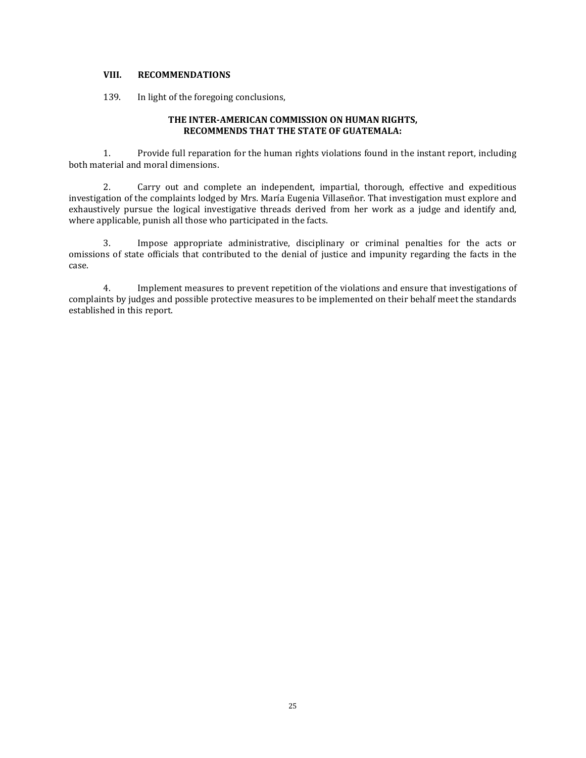## VIII. RECOMMENDATIONS

139. In light of the foregoing conclusions,

**THE INTER-AMERICAN COMMISSION ON HUMAN RIGHTS,**
**RECOMMENDS THAT THE STATE OF GUATEMALA:**

1. Provide full reparation for the human rights violations found in the instant report, including both material and moral dimensions.

2. Carry out and complete an independent, impartial, thorough, effective and expeditious investigation of the complaints lodged by Mrs. María Eugenia Villaseñor. That investigation must explore and exhaustively pursue the logical investigative threads derived from her work as a judge and identify and, where applicable, punish all those who participated in the facts.

3. Impose appropriate administrative, disciplinary or criminal penalties for the acts or omissions of state officials that contributed to the denial of justice and impunity regarding the facts in the case.

4. Implement measures to prevent repetition of the violations and ensure that investigations of complaints by judges and possible protective measures to be implemented on their behalf meet the standards established in this report.